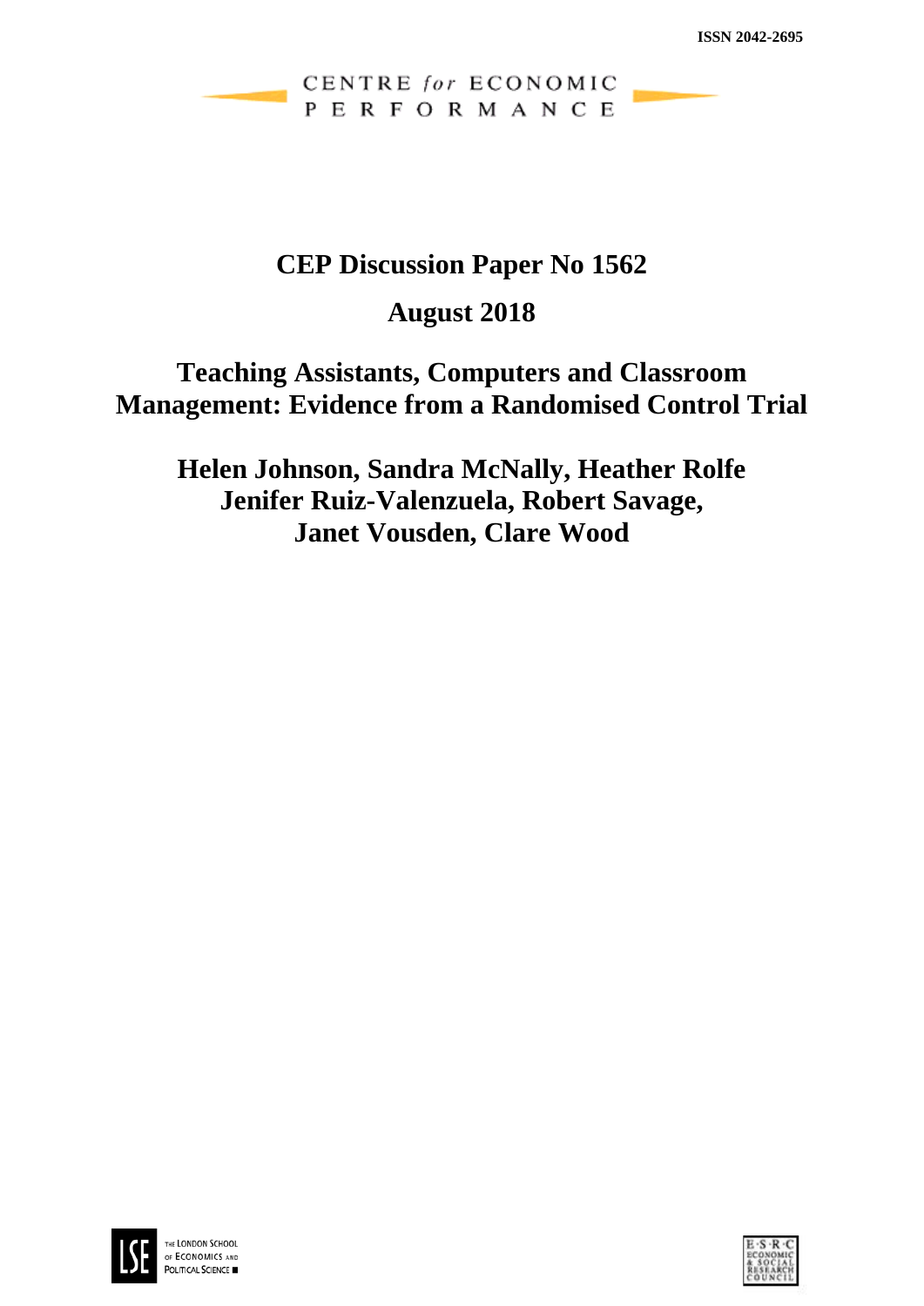ISSN 2042-2695

CENTRE *for* ECONOMIC PERFORMANCE

# CEP Discussion Paper No 1562

## August 2018

# Teaching Assistants, Computers and Classroom Management: Evidence from a Randomised Control Trial

**Helen Johnson, Sandra McNally, Heather Rolfe Jenifer Ruiz-Valenzuela, Robert Savage, Janet Vousden, Clare Wood**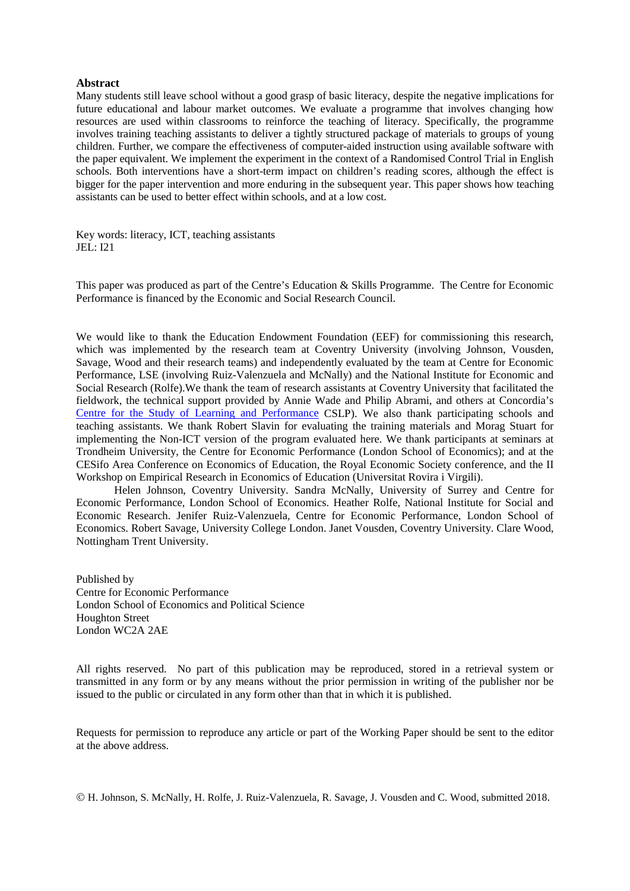**Abstract**

Many students still leave school without a good grasp of basic literacy, despite the negative implications for future educational and labour market outcomes. We evaluate a programme that involves changing how resources are used within classrooms to reinforce the teaching of literacy. Specifically, the programme involves training teaching assistants to deliver a tightly structured package of materials to groups of young children. Further, we compare the effectiveness of computer-aided instruction using available software with the paper equivalent. We implement the experiment in the context of a Randomised Control Trial in English schools. Both interventions have a short-term impact on children's reading scores, although the effect is bigger for the paper intervention and more enduring in the subsequent year. This paper shows how teaching assistants can be used to better effect within schools, and at a low cost.

Key words: literacy, ICT, teaching assistants
JEL: I21

This paper was produced as part of the Centre's Education & Skills Programme. The Centre for Economic Performance is financed by the Economic and Social Research Council.

We would like to thank the Education Endowment Foundation (EEF) for commissioning this research, which was implemented by the research team at Coventry University (involving Johnson, Vousden, Savage, Wood and their research teams) and independently evaluated by the team at Centre for Economic Performance, LSE (involving Ruiz-Valenzuela and McNally) and the National Institute for Economic and Social Research (Rolfe).We thank the team of research assistants at Coventry University that facilitated the fieldwork, the technical support provided by Annie Wade and Philip Abrami, and others at Concordia's Centre for the Study of Learning and Performance CSLP). We also thank participating schools and teaching assistants. We thank Robert Slavin for evaluating the training materials and Morag Stuart for implementing the Non-ICT version of the program evaluated here. We thank participants at seminars at Trondheim University, the Centre for Economic Performance (London School of Economics); and at the CESifo Area Conference on Economics of Education, the Royal Economic Society conference, and the II Workshop on Empirical Research in Economics of Education (Universitat Rovira i Virgili).

Helen Johnson, Coventry University. Sandra McNally, University of Surrey and Centre for Economic Performance, London School of Economics. Heather Rolfe, National Institute for Social and Economic Research. Jenifer Ruiz-Valenzuela, Centre for Economic Performance, London School of Economics. Robert Savage, University College London. Janet Vousden, Coventry University. Clare Wood, Nottingham Trent University.

Published by
Centre for Economic Performance
London School of Economics and Political Science
Houghton Street
London WC2A 2AE

All rights reserved. No part of this publication may be reproduced, stored in a retrieval system or transmitted in any form or by any means without the prior permission in writing of the publisher nor be issued to the public or circulated in any form other than that in which it is published.

Requests for permission to reproduce any article or part of the Working Paper should be sent to the editor at the above address.

© H. Johnson, S. McNally, H. Rolfe, J. Ruiz-Valenzuela, R. Savage, J. Vousden and C. Wood, submitted 2018.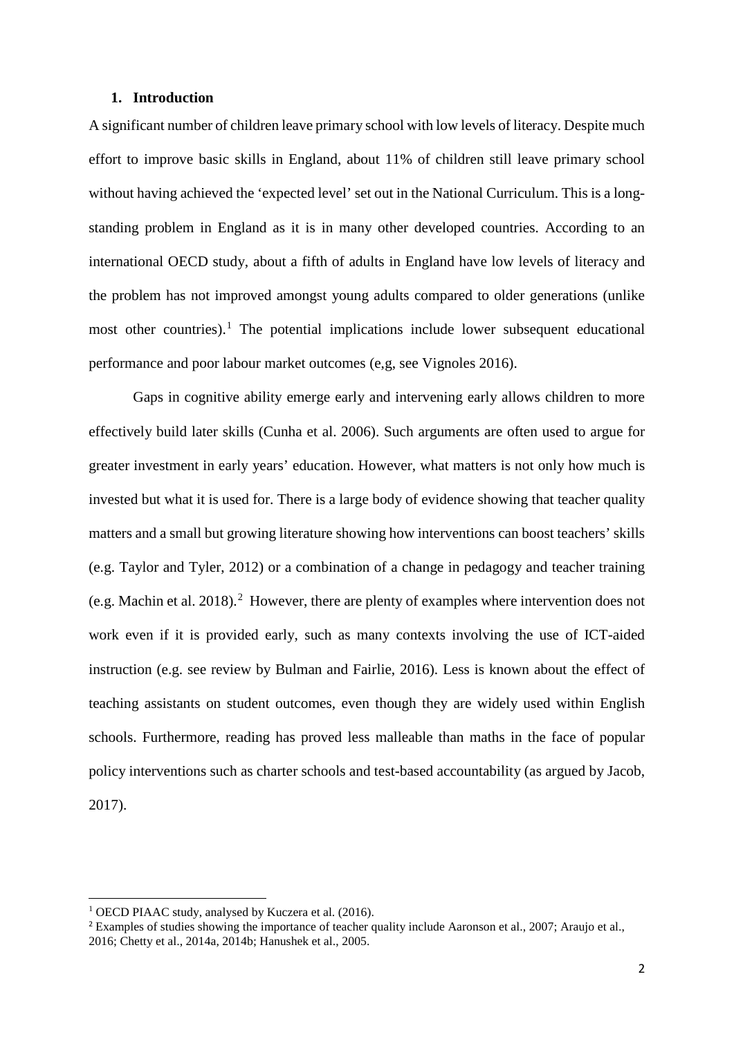## 1. Introduction

A significant number of children leave primary school with low levels of literacy. Despite much effort to improve basic skills in England, about 11% of children still leave primary school without having achieved the 'expected level' set out in the National Curriculum. This is a long-standing problem in England as it is in many other developed countries. According to an international OECD study, about a fifth of adults in England have low levels of literacy and the problem has not improved amongst young adults compared to older generations (unlike most other countries).[1] The potential implications include lower subsequent educational performance and poor labour market outcomes (e,g, see Vignoles 2016).

Gaps in cognitive ability emerge early and intervening early allows children to more effectively build later skills (Cunha et al. 2006). Such arguments are often used to argue for greater investment in early years' education. However, what matters is not only how much is invested but what it is used for. There is a large body of evidence showing that teacher quality matters and a small but growing literature showing how interventions can boost teachers' skills (e.g. Taylor and Tyler, 2012) or a combination of a change in pedagogy and teacher training (e.g. Machin et al. 2018).[2] However, there are plenty of examples where intervention does not work even if it is provided early, such as many contexts involving the use of ICT-aided instruction (e.g. see review by Bulman and Fairlie, 2016). Less is known about the effect of teaching assistants on student outcomes, even though they are widely used within English schools. Furthermore, reading has proved less malleable than maths in the face of popular policy interventions such as charter schools and test-based accountability (as argued by Jacob, 2017).

---

[1] OECD PIAAC study, analysed by Kuczera et al. (2016).

[2] Examples of studies showing the importance of teacher quality include Aaronson et al., 2007; Araujo et al., 2016; Chetty et al., 2014a, 2014b; Hanushek et al., 2005.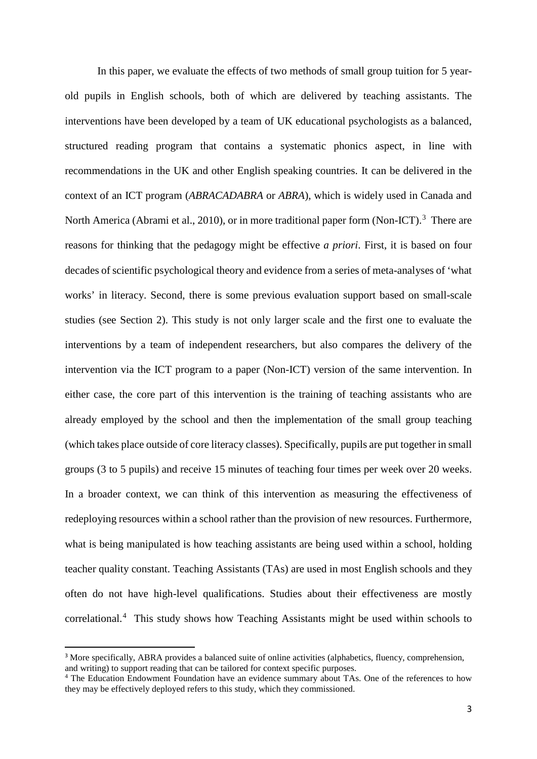In this paper, we evaluate the effects of two methods of small group tuition for 5 year-old pupils in English schools, both of which are delivered by teaching assistants. The interventions have been developed by a team of UK educational psychologists as a balanced, structured reading program that contains a systematic phonics aspect, in line with recommendations in the UK and other English speaking countries. It can be delivered in the context of an ICT program (*ABRACADABRA* or *ABRA*), which is widely used in Canada and North America (Abrami et al., 2010), or in more traditional paper form (Non-ICT).[3] There are reasons for thinking that the pedagogy might be effective *a priori*. First, it is based on four decades of scientific psychological theory and evidence from a series of meta-analyses of 'what works' in literacy. Second, there is some previous evaluation support based on small-scale studies (see Section 2). This study is not only larger scale and the first one to evaluate the interventions by a team of independent researchers, but also compares the delivery of the intervention via the ICT program to a paper (Non-ICT) version of the same intervention. In either case, the core part of this intervention is the training of teaching assistants who are already employed by the school and then the implementation of the small group teaching (which takes place outside of core literacy classes). Specifically, pupils are put together in small groups (3 to 5 pupils) and receive 15 minutes of teaching four times per week over 20 weeks. In a broader context, we can think of this intervention as measuring the effectiveness of redeploying resources within a school rather than the provision of new resources. Furthermore, what is being manipulated is how teaching assistants are being used within a school, holding teacher quality constant. Teaching Assistants (TAs) are used in most English schools and they often do not have high-level qualifications. Studies about their effectiveness are mostly correlational.[4] This study shows how Teaching Assistants might be used within schools to

[3] More specifically, ABRA provides a balanced suite of online activities (alphabetics, fluency, comprehension, and writing) to support reading that can be tailored for context specific purposes.

[4] The Education Endowment Foundation have an evidence summary about TAs. One of the references to how they may be effectively deployed refers to this study, which they commissioned.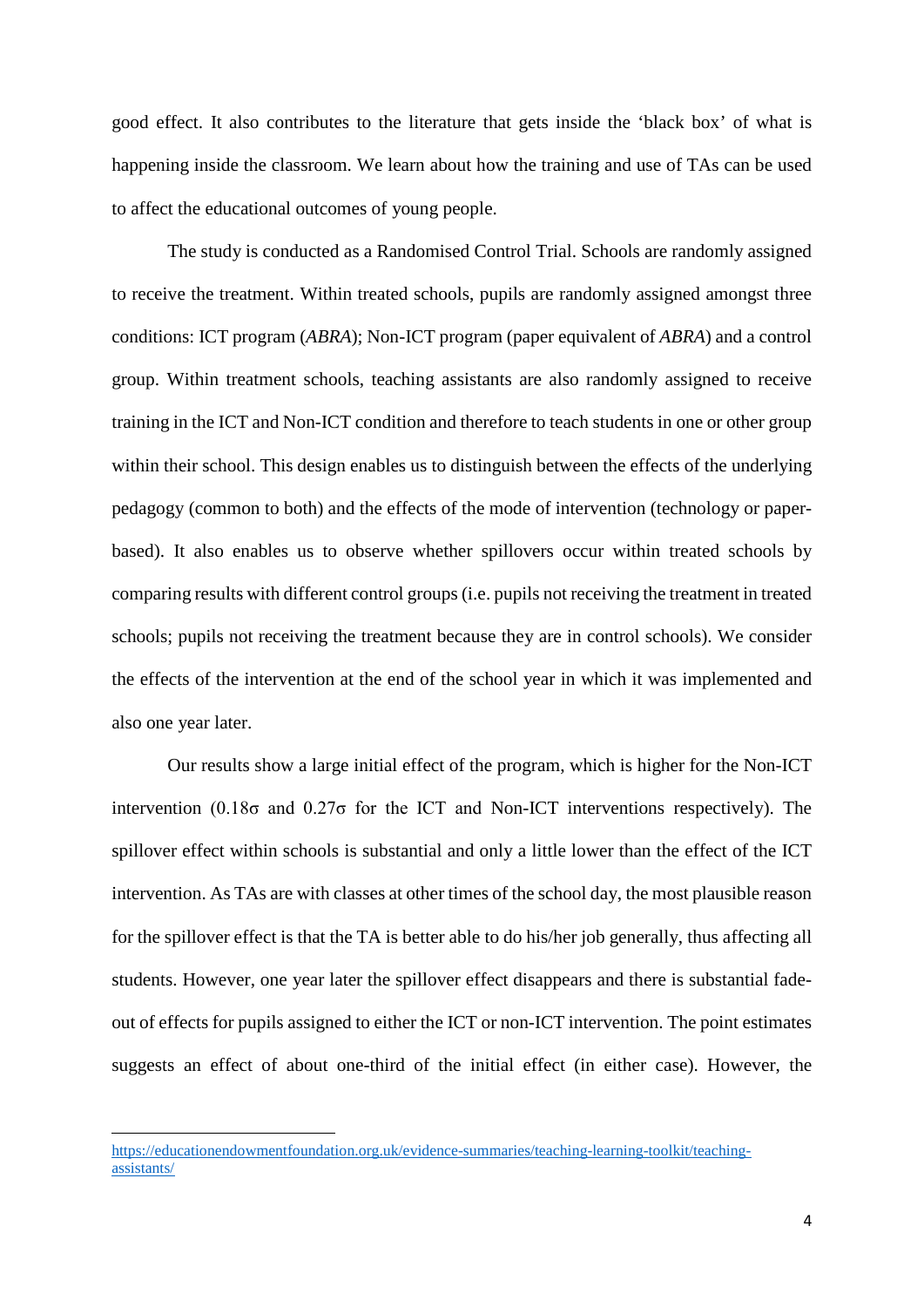good effect. It also contributes to the literature that gets inside the 'black box' of what is happening inside the classroom. We learn about how the training and use of TAs can be used to affect the educational outcomes of young people.

The study is conducted as a Randomised Control Trial. Schools are randomly assigned to receive the treatment. Within treated schools, pupils are randomly assigned amongst three conditions: ICT program (*ABRA*); Non-ICT program (paper equivalent of *ABRA*) and a control group. Within treatment schools, teaching assistants are also randomly assigned to receive training in the ICT and Non-ICT condition and therefore to teach students in one or other group within their school. This design enables us to distinguish between the effects of the underlying pedagogy (common to both) and the effects of the mode of intervention (technology or paper-based). It also enables us to observe whether spillovers occur within treated schools by comparing results with different control groups (i.e. pupils not receiving the treatment in treated schools; pupils not receiving the treatment because they are in control schools). We consider the effects of the intervention at the end of the school year in which it was implemented and also one year later.

Our results show a large initial effect of the program, which is higher for the Non-ICT intervention ($0.18\sigma$ and $0.27\sigma$ for the ICT and Non-ICT interventions respectively). The spillover effect within schools is substantial and only a little lower than the effect of the ICT intervention. As TAs are with classes at other times of the school day, the most plausible reason for the spillover effect is that the TA is better able to do his/her job generally, thus affecting all students. However, one year later the spillover effect disappears and there is substantial fade-out of effects for pupils assigned to either the ICT or non-ICT intervention. The point estimates suggests an effect of about one-third of the initial effect (in either case). However, the

https://educationendowmentfoundation.org.uk/evidence-summaries/teaching-learning-toolkit/teaching-assistants/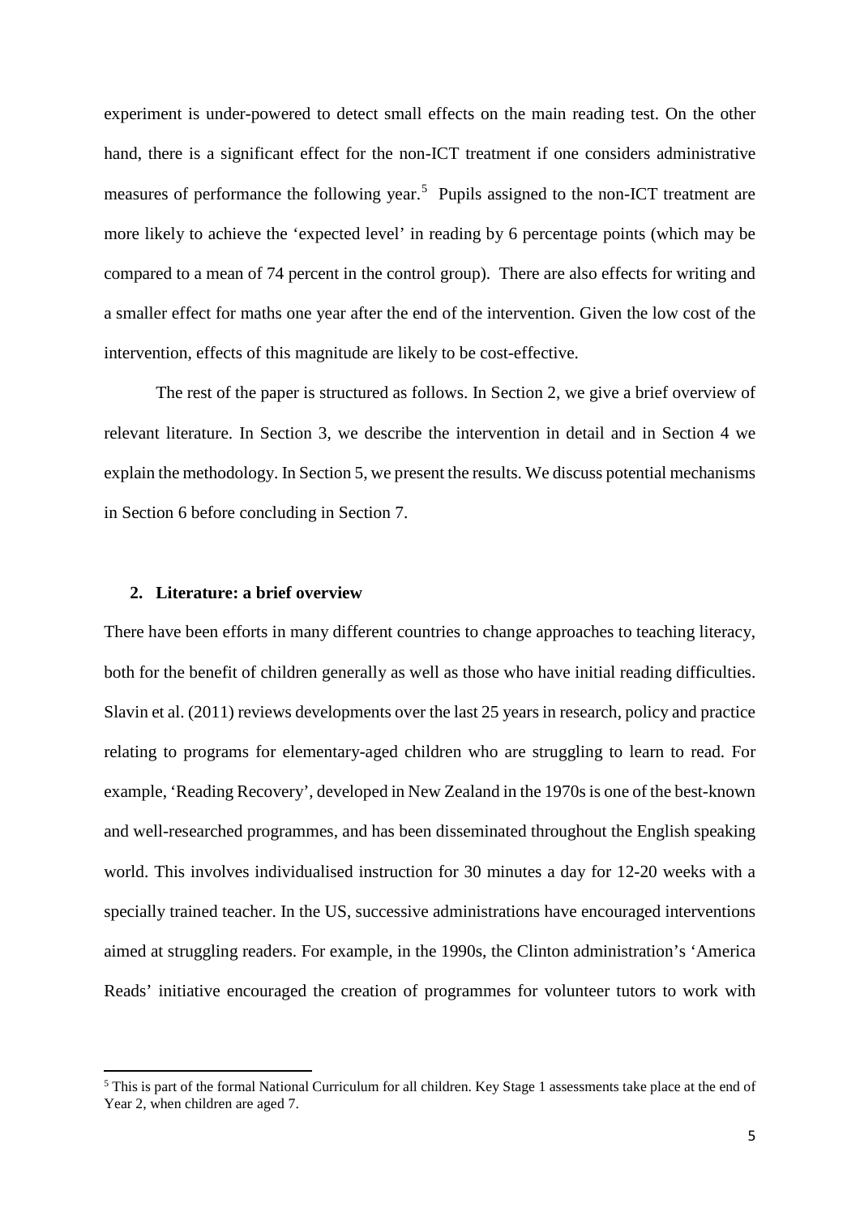experiment is under-powered to detect small effects on the main reading test. On the other hand, there is a significant effect for the non-ICT treatment if one considers administrative measures of performance the following year.[5] Pupils assigned to the non-ICT treatment are more likely to achieve the 'expected level' in reading by 6 percentage points (which may be compared to a mean of 74 percent in the control group). There are also effects for writing and a smaller effect for maths one year after the end of the intervention. Given the low cost of the intervention, effects of this magnitude are likely to be cost-effective.

The rest of the paper is structured as follows. In Section 2, we give a brief overview of relevant literature. In Section 3, we describe the intervention in detail and in Section 4 we explain the methodology. In Section 5, we present the results. We discuss potential mechanisms in Section 6 before concluding in Section 7.

## 2. Literature: a brief overview

There have been efforts in many different countries to change approaches to teaching literacy, both for the benefit of children generally as well as those who have initial reading difficulties. Slavin et al. (2011) reviews developments over the last 25 years in research, policy and practice relating to programs for elementary-aged children who are struggling to learn to read. For example, 'Reading Recovery', developed in New Zealand in the 1970s is one of the best-known and well-researched programmes, and has been disseminated throughout the English speaking world. This involves individualised instruction for 30 minutes a day for 12-20 weeks with a specially trained teacher. In the US, successive administrations have encouraged interventions aimed at struggling readers. For example, in the 1990s, the Clinton administration's 'America Reads' initiative encouraged the creation of programmes for volunteer tutors to work with

[5] This is part of the formal National Curriculum for all children. Key Stage 1 assessments take place at the end of Year 2, when children are aged 7.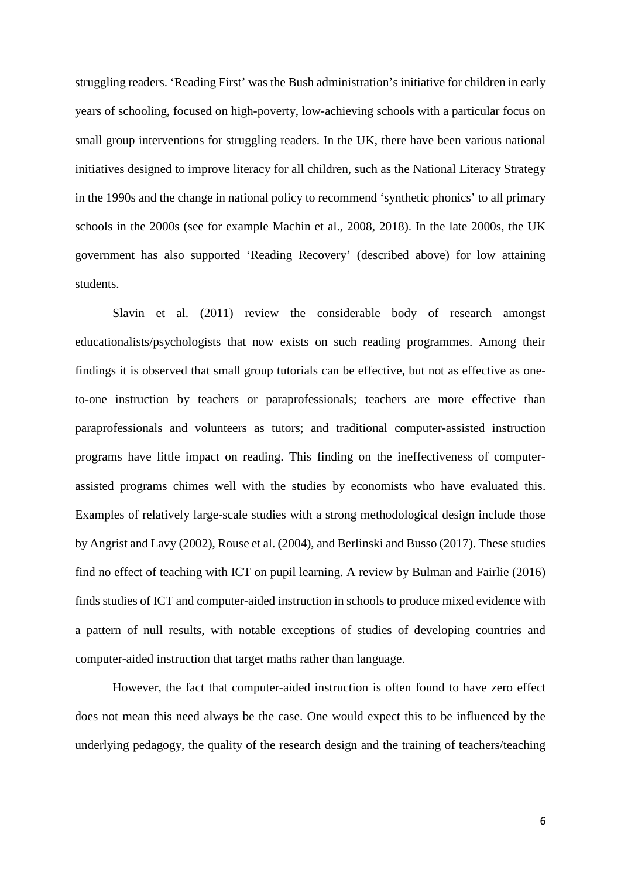struggling readers. 'Reading First' was the Bush administration's initiative for children in early years of schooling, focused on high-poverty, low-achieving schools with a particular focus on small group interventions for struggling readers. In the UK, there have been various national initiatives designed to improve literacy for all children, such as the National Literacy Strategy in the 1990s and the change in national policy to recommend 'synthetic phonics' to all primary schools in the 2000s (see for example Machin et al., 2008, 2018). In the late 2000s, the UK government has also supported 'Reading Recovery' (described above) for low attaining students.

Slavin et al. (2011) review the considerable body of research amongst educationalists/psychologists that now exists on such reading programmes. Among their findings it is observed that small group tutorials can be effective, but not as effective as one-to-one instruction by teachers or paraprofessionals; teachers are more effective than paraprofessionals and volunteers as tutors; and traditional computer-assisted instruction programs have little impact on reading. This finding on the ineffectiveness of computer-assisted programs chimes well with the studies by economists who have evaluated this. Examples of relatively large-scale studies with a strong methodological design include those by Angrist and Lavy (2002), Rouse et al. (2004), and Berlinski and Busso (2017). These studies find no effect of teaching with ICT on pupil learning. A review by Bulman and Fairlie (2016) finds studies of ICT and computer-aided instruction in schools to produce mixed evidence with a pattern of null results, with notable exceptions of studies of developing countries and computer-aided instruction that target maths rather than language.

However, the fact that computer-aided instruction is often found to have zero effect does not mean this need always be the case. One would expect this to be influenced by the underlying pedagogy, the quality of the research design and the training of teachers/teaching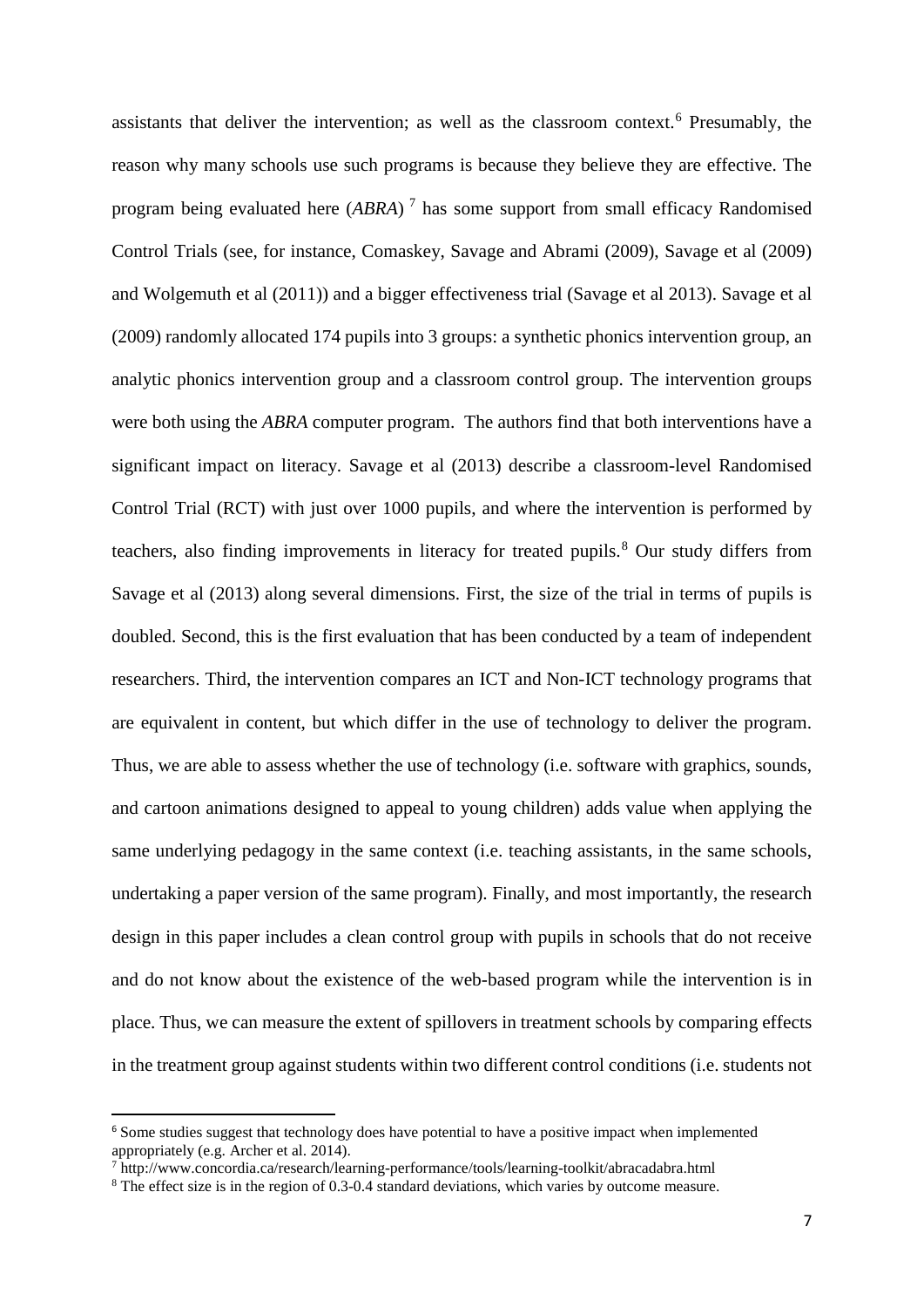assistants that deliver the intervention; as well as the classroom context.[6] Presumably, the reason why many schools use such programs is because they believe they are effective. The program being evaluated here (*ABRA*) [7] has some support from small efficacy Randomised Control Trials (see, for instance, Comaskey, Savage and Abrami (2009), Savage et al (2009) and Wolgemuth et al (2011)) and a bigger effectiveness trial (Savage et al 2013). Savage et al (2009) randomly allocated 174 pupils into 3 groups: a synthetic phonics intervention group, an analytic phonics intervention group and a classroom control group. The intervention groups were both using the *ABRA* computer program. The authors find that both interventions have a significant impact on literacy. Savage et al (2013) describe a classroom-level Randomised Control Trial (RCT) with just over 1000 pupils, and where the intervention is performed by teachers, also finding improvements in literacy for treated pupils.[8] Our study differs from Savage et al (2013) along several dimensions. First, the size of the trial in terms of pupils is doubled. Second, this is the first evaluation that has been conducted by a team of independent researchers. Third, the intervention compares an ICT and Non-ICT technology programs that are equivalent in content, but which differ in the use of technology to deliver the program. Thus, we are able to assess whether the use of technology (i.e. software with graphics, sounds, and cartoon animations designed to appeal to young children) adds value when applying the same underlying pedagogy in the same context (i.e. teaching assistants, in the same schools, undertaking a paper version of the same program). Finally, and most importantly, the research design in this paper includes a clean control group with pupils in schools that do not receive and do not know about the existence of the web-based program while the intervention is in place. Thus, we can measure the extent of spillovers in treatment schools by comparing effects in the treatment group against students within two different control conditions (i.e. students not

[6] Some studies suggest that technology does have potential to have a positive impact when implemented appropriately (e.g. Archer et al. 2014).

[7] http://www.concordia.ca/research/learning-performance/tools/learning-toolkit/abracadabra.html

[8] The effect size is in the region of 0.3-0.4 standard deviations, which varies by outcome measure.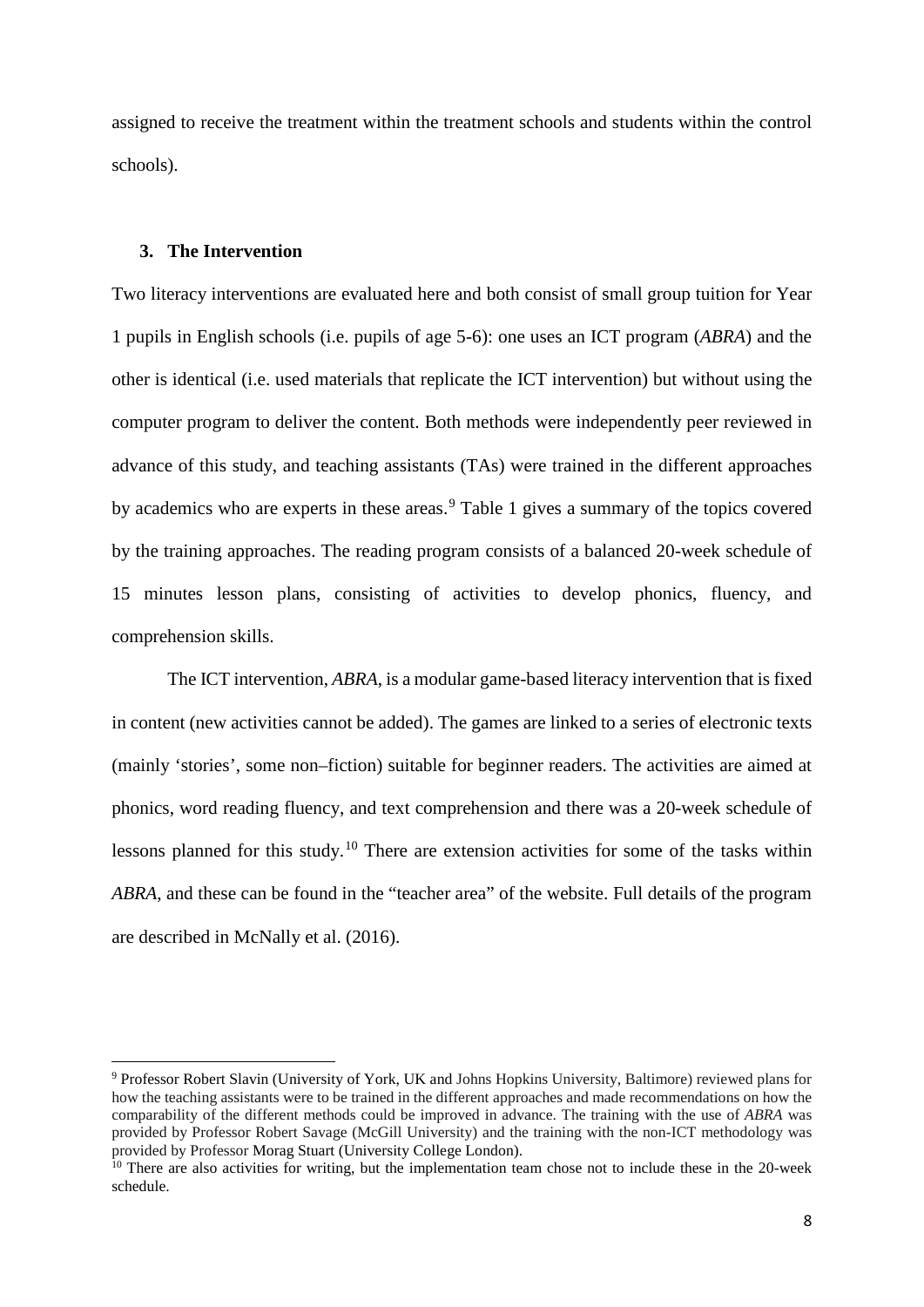assigned to receive the treatment within the treatment schools and students within the control schools).

## 3. The Intervention

Two literacy interventions are evaluated here and both consist of small group tuition for Year 1 pupils in English schools (i.e. pupils of age 5-6): one uses an ICT program (*ABRA*) and the other is identical (i.e. used materials that replicate the ICT intervention) but without using the computer program to deliver the content. Both methods were independently peer reviewed in advance of this study, and teaching assistants (TAs) were trained in the different approaches by academics who are experts in these areas.[9] Table 1 gives a summary of the topics covered by the training approaches. The reading program consists of a balanced 20-week schedule of 15 minutes lesson plans, consisting of activities to develop phonics, fluency, and comprehension skills.

The ICT intervention, *ABRA*, is a modular game-based literacy intervention that is fixed in content (new activities cannot be added). The games are linked to a series of electronic texts (mainly 'stories', some non–fiction) suitable for beginner readers. The activities are aimed at phonics, word reading fluency, and text comprehension and there was a 20-week schedule of lessons planned for this study.[10] There are extension activities for some of the tasks within *ABRA*, and these can be found in the "teacher area" of the website. Full details of the program are described in McNally et al. (2016).

---

[9] Professor Robert Slavin (University of York, UK and Johns Hopkins University, Baltimore) reviewed plans for how the teaching assistants were to be trained in the different approaches and made recommendations on how the comparability of the different methods could be improved in advance. The training with the use of *ABRA* was provided by Professor Robert Savage (McGill University) and the training with the non-ICT methodology was provided by Professor Morag Stuart (University College London).

[10] There are also activities for writing, but the implementation team chose not to include these in the 20-week schedule.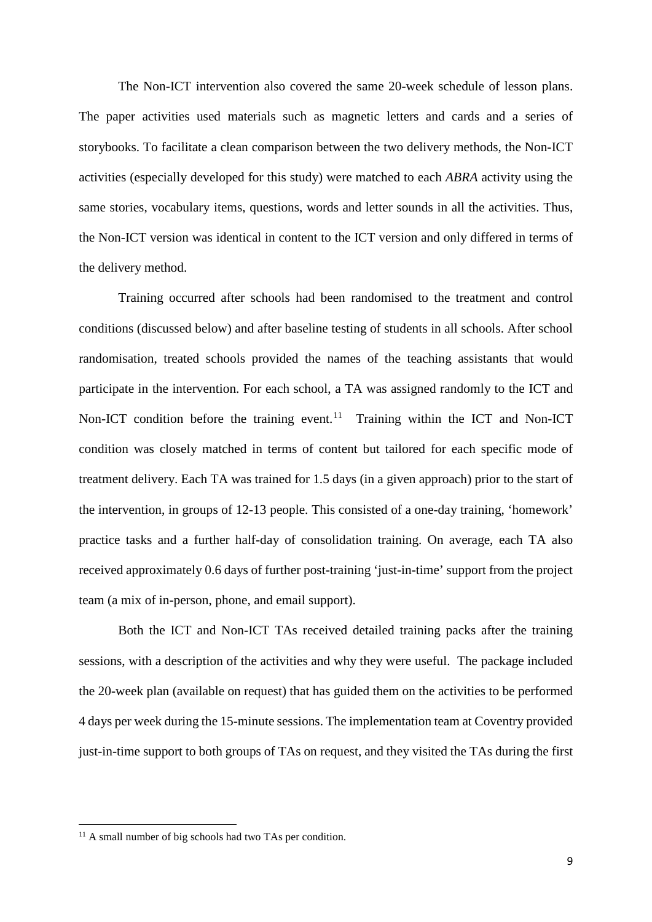The Non-ICT intervention also covered the same 20-week schedule of lesson plans. The paper activities used materials such as magnetic letters and cards and a series of storybooks. To facilitate a clean comparison between the two delivery methods, the Non-ICT activities (especially developed for this study) were matched to each *ABRA* activity using the same stories, vocabulary items, questions, words and letter sounds in all the activities. Thus, the Non-ICT version was identical in content to the ICT version and only differed in terms of the delivery method.

Training occurred after schools had been randomised to the treatment and control conditions (discussed below) and after baseline testing of students in all schools. After school randomisation, treated schools provided the names of the teaching assistants that would participate in the intervention. For each school, a TA was assigned randomly to the ICT and Non-ICT condition before the training event.[11] Training within the ICT and Non-ICT condition was closely matched in terms of content but tailored for each specific mode of treatment delivery. Each TA was trained for 1.5 days (in a given approach) prior to the start of the intervention, in groups of 12-13 people. This consisted of a one-day training, 'homework' practice tasks and a further half-day of consolidation training. On average, each TA also received approximately 0.6 days of further post-training 'just-in-time' support from the project team (a mix of in-person, phone, and email support).

Both the ICT and Non-ICT TAs received detailed training packs after the training sessions, with a description of the activities and why they were useful. The package included the 20-week plan (available on request) that has guided them on the activities to be performed 4 days per week during the 15-minute sessions. The implementation team at Coventry provided just-in-time support to both groups of TAs on request, and they visited the TAs during the first

[11] A small number of big schools had two TAs per condition.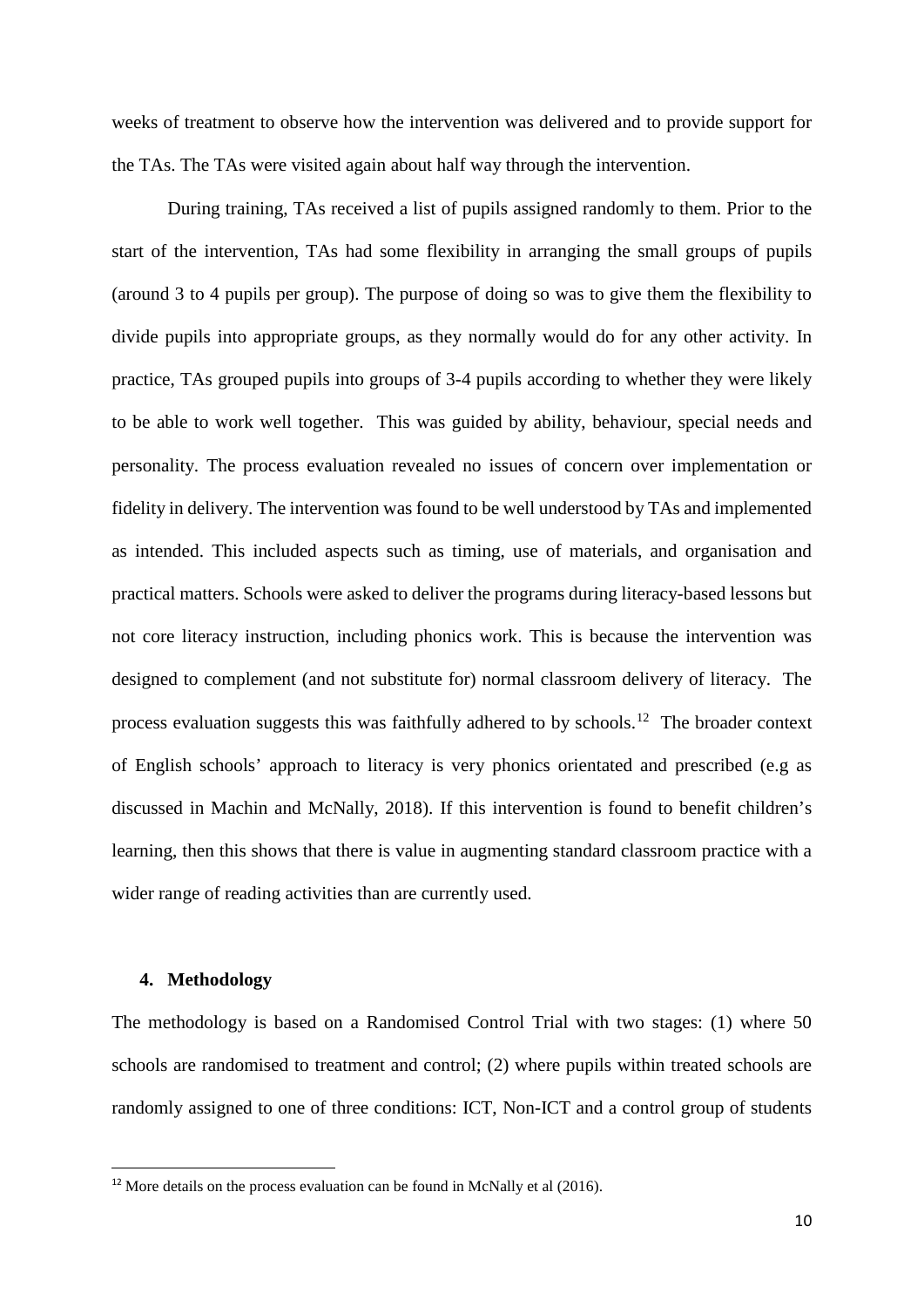weeks of treatment to observe how the intervention was delivered and to provide support for the TAs. The TAs were visited again about half way through the intervention.

During training, TAs received a list of pupils assigned randomly to them. Prior to the start of the intervention, TAs had some flexibility in arranging the small groups of pupils (around 3 to 4 pupils per group). The purpose of doing so was to give them the flexibility to divide pupils into appropriate groups, as they normally would do for any other activity. In practice, TAs grouped pupils into groups of 3-4 pupils according to whether they were likely to be able to work well together. This was guided by ability, behaviour, special needs and personality. The process evaluation revealed no issues of concern over implementation or fidelity in delivery. The intervention was found to be well understood by TAs and implemented as intended. This included aspects such as timing, use of materials, and organisation and practical matters. Schools were asked to deliver the programs during literacy-based lessons but not core literacy instruction, including phonics work. This is because the intervention was designed to complement (and not substitute for) normal classroom delivery of literacy. The process evaluation suggests this was faithfully adhered to by schools.[12] The broader context of English schools' approach to literacy is very phonics orientated and prescribed (e.g as discussed in Machin and McNally, 2018). If this intervention is found to benefit children's learning, then this shows that there is value in augmenting standard classroom practice with a wider range of reading activities than are currently used.

## 4. Methodology

The methodology is based on a Randomised Control Trial with two stages: (1) where 50 schools are randomised to treatment and control; (2) where pupils within treated schools are randomly assigned to one of three conditions: ICT, Non-ICT and a control group of students

[12] More details on the process evaluation can be found in McNally et al (2016).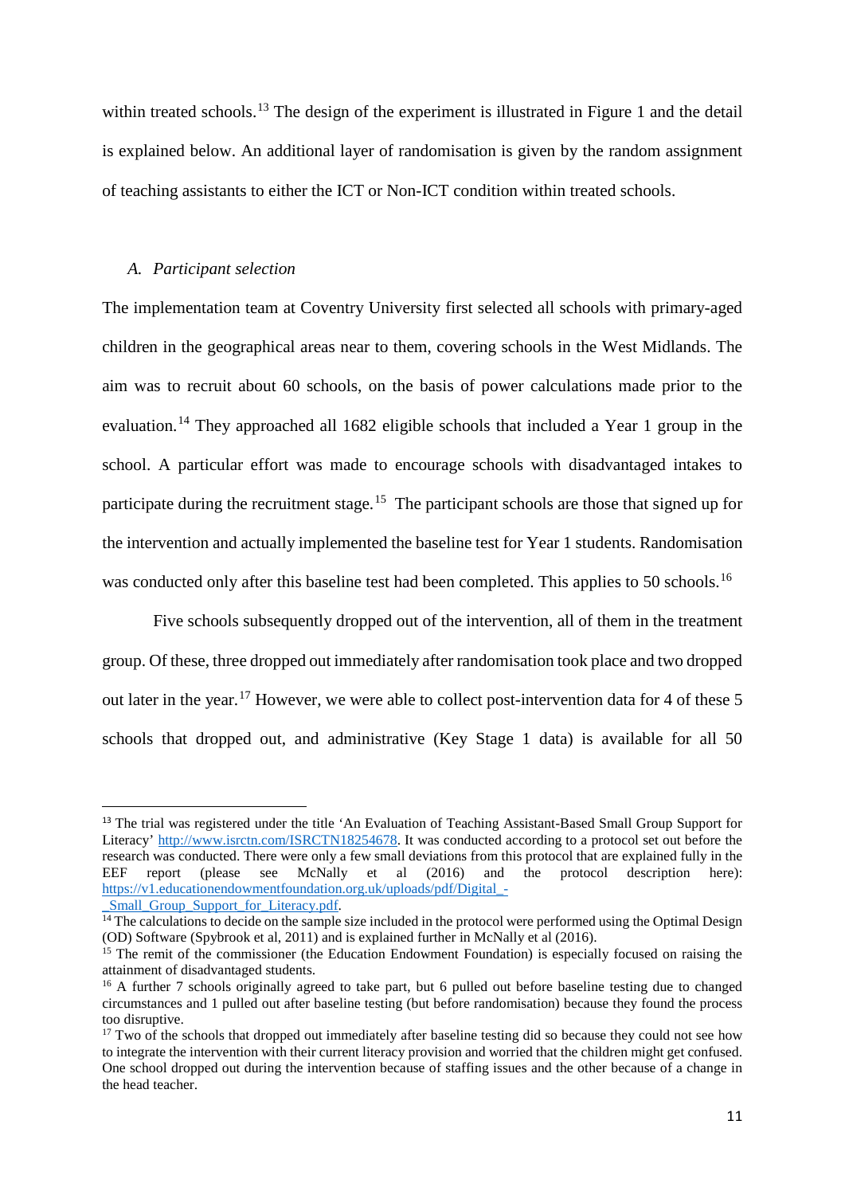within treated schools.[13] The design of the experiment is illustrated in Figure 1 and the detail is explained below. An additional layer of randomisation is given by the random assignment of teaching assistants to either the ICT or Non-ICT condition within treated schools.

### *A. Participant selection*

The implementation team at Coventry University first selected all schools with primary-aged children in the geographical areas near to them, covering schools in the West Midlands. The aim was to recruit about 60 schools, on the basis of power calculations made prior to the evaluation.[14] They approached all 1682 eligible schools that included a Year 1 group in the school. A particular effort was made to encourage schools with disadvantaged intakes to participate during the recruitment stage.[15] The participant schools are those that signed up for the intervention and actually implemented the baseline test for Year 1 students. Randomisation was conducted only after this baseline test had been completed. This applies to 50 schools.[16]

Five schools subsequently dropped out of the intervention, all of them in the treatment group. Of these, three dropped out immediately after randomisation took place and two dropped out later in the year.[17] However, we were able to collect post-intervention data for 4 of these 5 schools that dropped out, and administrative (Key Stage 1 data) is available for all 50

---

[13] The trial was registered under the title 'An Evaluation of Teaching Assistant-Based Small Group Support for Literacy' http://www.isrctn.com/ISRCTN18254678. It was conducted according to a protocol set out before the research was conducted. There were only a few small deviations from this protocol that are explained fully in the EEF report (please see McNally et al (2016) and the protocol description here): https://v1.educationendowmentfoundation.org.uk/uploads/pdf/Digital_-_Small_Group_Support_for_Literacy.pdf.

[14] The calculations to decide on the sample size included in the protocol were performed using the Optimal Design (OD) Software (Spybrook et al, 2011) and is explained further in McNally et al (2016).

[15] The remit of the commissioner (the Education Endowment Foundation) is especially focused on raising the attainment of disadvantaged students.

[16] A further 7 schools originally agreed to take part, but 6 pulled out before baseline testing due to changed circumstances and 1 pulled out after baseline testing (but before randomisation) because they found the process too disruptive.

[17] Two of the schools that dropped out immediately after baseline testing did so because they could not see how to integrate the intervention with their current literacy provision and worried that the children might get confused. One school dropped out during the intervention because of staffing issues and the other because of a change in the head teacher.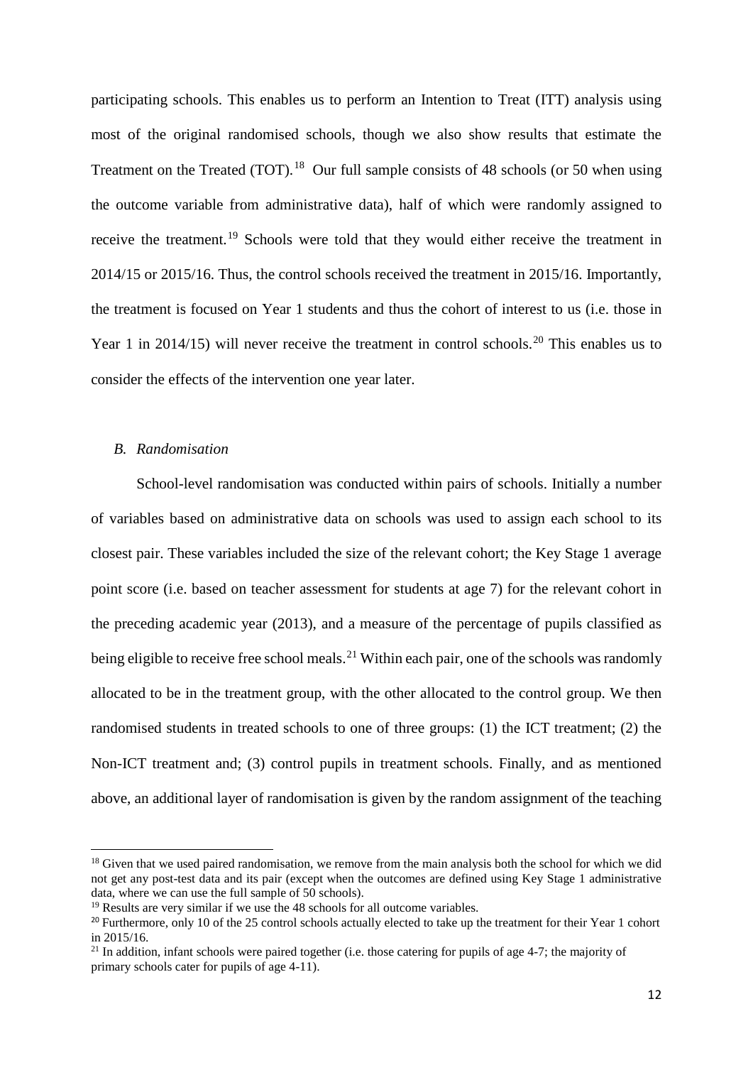participating schools. This enables us to perform an Intention to Treat (ITT) analysis using most of the original randomised schools, though we also show results that estimate the Treatment on the Treated (TOT).[18] Our full sample consists of 48 schools (or 50 when using the outcome variable from administrative data), half of which were randomly assigned to receive the treatment.[19] Schools were told that they would either receive the treatment in 2014/15 or 2015/16. Thus, the control schools received the treatment in 2015/16. Importantly, the treatment is focused on Year 1 students and thus the cohort of interest to us (i.e. those in Year 1 in 2014/15) will never receive the treatment in control schools.[20] This enables us to consider the effects of the intervention one year later.

### *B. Randomisation*

School-level randomisation was conducted within pairs of schools. Initially a number of variables based on administrative data on schools was used to assign each school to its closest pair. These variables included the size of the relevant cohort; the Key Stage 1 average point score (i.e. based on teacher assessment for students at age 7) for the relevant cohort in the preceding academic year (2013), and a measure of the percentage of pupils classified as being eligible to receive free school meals.[21] Within each pair, one of the schools was randomly allocated to be in the treatment group, with the other allocated to the control group. We then randomised students in treated schools to one of three groups: (1) the ICT treatment; (2) the Non-ICT treatment and; (3) control pupils in treatment schools. Finally, and as mentioned above, an additional layer of randomisation is given by the random assignment of the teaching

[18] Given that we used paired randomisation, we remove from the main analysis both the school for which we did not get any post-test data and its pair (except when the outcomes are defined using Key Stage 1 administrative data, where we can use the full sample of 50 schools).

[19] Results are very similar if we use the 48 schools for all outcome variables.

[20] Furthermore, only 10 of the 25 control schools actually elected to take up the treatment for their Year 1 cohort in 2015/16.

[21] In addition, infant schools were paired together (i.e. those catering for pupils of age 4-7; the majority of primary schools cater for pupils of age 4-11).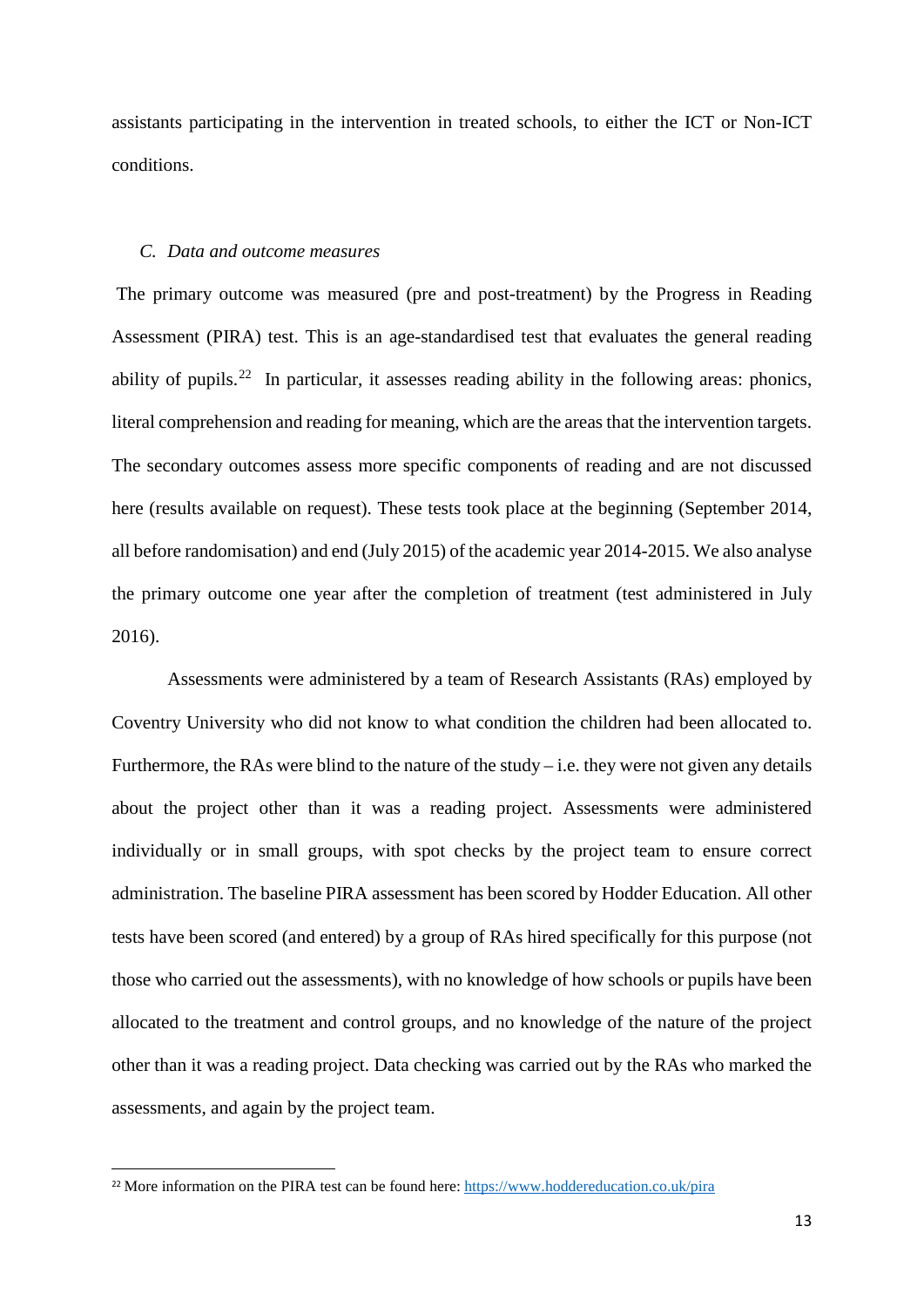assistants participating in the intervention in treated schools, to either the ICT or Non-ICT conditions.

### *C. Data and outcome measures*

The primary outcome was measured (pre and post-treatment) by the Progress in Reading Assessment (PIRA) test. This is an age-standardised test that evaluates the general reading ability of pupils.[22] In particular, it assesses reading ability in the following areas: phonics, literal comprehension and reading for meaning, which are the areas that the intervention targets. The secondary outcomes assess more specific components of reading and are not discussed here (results available on request). These tests took place at the beginning (September 2014, all before randomisation) and end (July 2015) of the academic year 2014-2015. We also analyse the primary outcome one year after the completion of treatment (test administered in July 2016).

Assessments were administered by a team of Research Assistants (RAs) employed by Coventry University who did not know to what condition the children had been allocated to. Furthermore, the RAs were blind to the nature of the study – i.e. they were not given any details about the project other than it was a reading project. Assessments were administered individually or in small groups, with spot checks by the project team to ensure correct administration. The baseline PIRA assessment has been scored by Hodder Education. All other tests have been scored (and entered) by a group of RAs hired specifically for this purpose (not those who carried out the assessments), with no knowledge of how schools or pupils have been allocated to the treatment and control groups, and no knowledge of the nature of the project other than it was a reading project. Data checking was carried out by the RAs who marked the assessments, and again by the project team.

[22] More information on the PIRA test can be found here: https://www.hoddereducation.co.uk/pira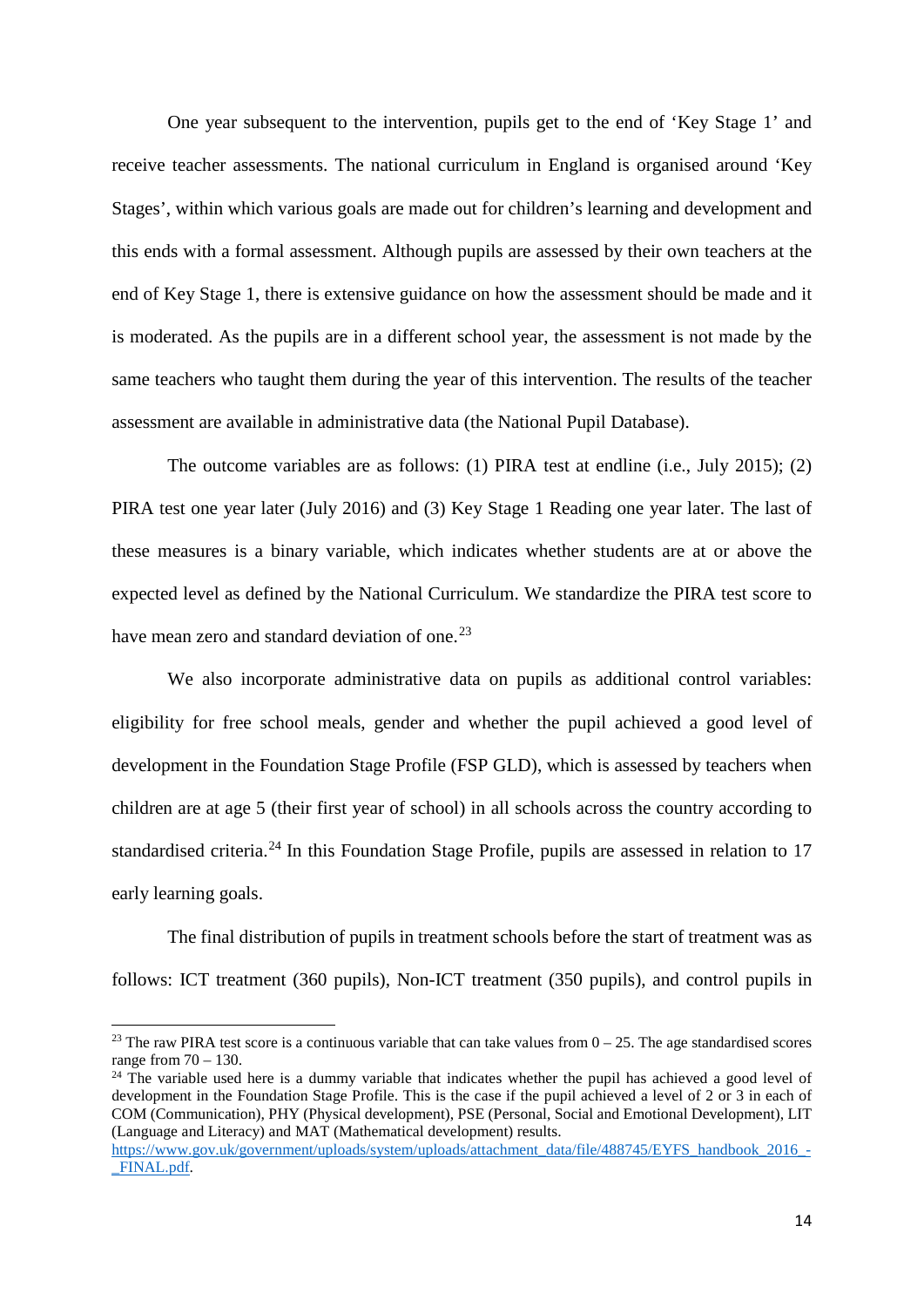One year subsequent to the intervention, pupils get to the end of ‘Key Stage 1’ and receive teacher assessments. The national curriculum in England is organised around ‘Key Stages’, within which various goals are made out for children’s learning and development and this ends with a formal assessment. Although pupils are assessed by their own teachers at the end of Key Stage 1, there is extensive guidance on how the assessment should be made and it is moderated. As the pupils are in a different school year, the assessment is not made by the same teachers who taught them during the year of this intervention. The results of the teacher assessment are available in administrative data (the National Pupil Database).

The outcome variables are as follows: (1) PIRA test at endline (i.e., July 2015); (2) PIRA test one year later (July 2016) and (3) Key Stage 1 Reading one year later. The last of these measures is a binary variable, which indicates whether students are at or above the expected level as defined by the National Curriculum. We standardize the PIRA test score to have mean zero and standard deviation of one.[23]

We also incorporate administrative data on pupils as additional control variables: eligibility for free school meals, gender and whether the pupil achieved a good level of development in the Foundation Stage Profile (FSP GLD), which is assessed by teachers when children are at age 5 (their first year of school) in all schools across the country according to standardised criteria.[24] In this Foundation Stage Profile, pupils are assessed in relation to 17 early learning goals.

The final distribution of pupils in treatment schools before the start of treatment was as follows: ICT treatment (360 pupils), Non-ICT treatment (350 pupils), and control pupils in

---

[23] The raw PIRA test score is a continuous variable that can take values from 0 – 25. The age standardised scores range from 70 – 130.

[24] The variable used here is a dummy variable that indicates whether the pupil has achieved a good level of development in the Foundation Stage Profile. This is the case if the pupil achieved a level of 2 or 3 in each of COM (Communication), PHY (Physical development), PSE (Personal, Social and Emotional Development), LIT (Language and Literacy) and MAT (Mathematical development) results. https://www.gov.uk/government/uploads/system/uploads/attachment_data/file/488745/EYFS_handbook_2016_-_FINAL.pdf.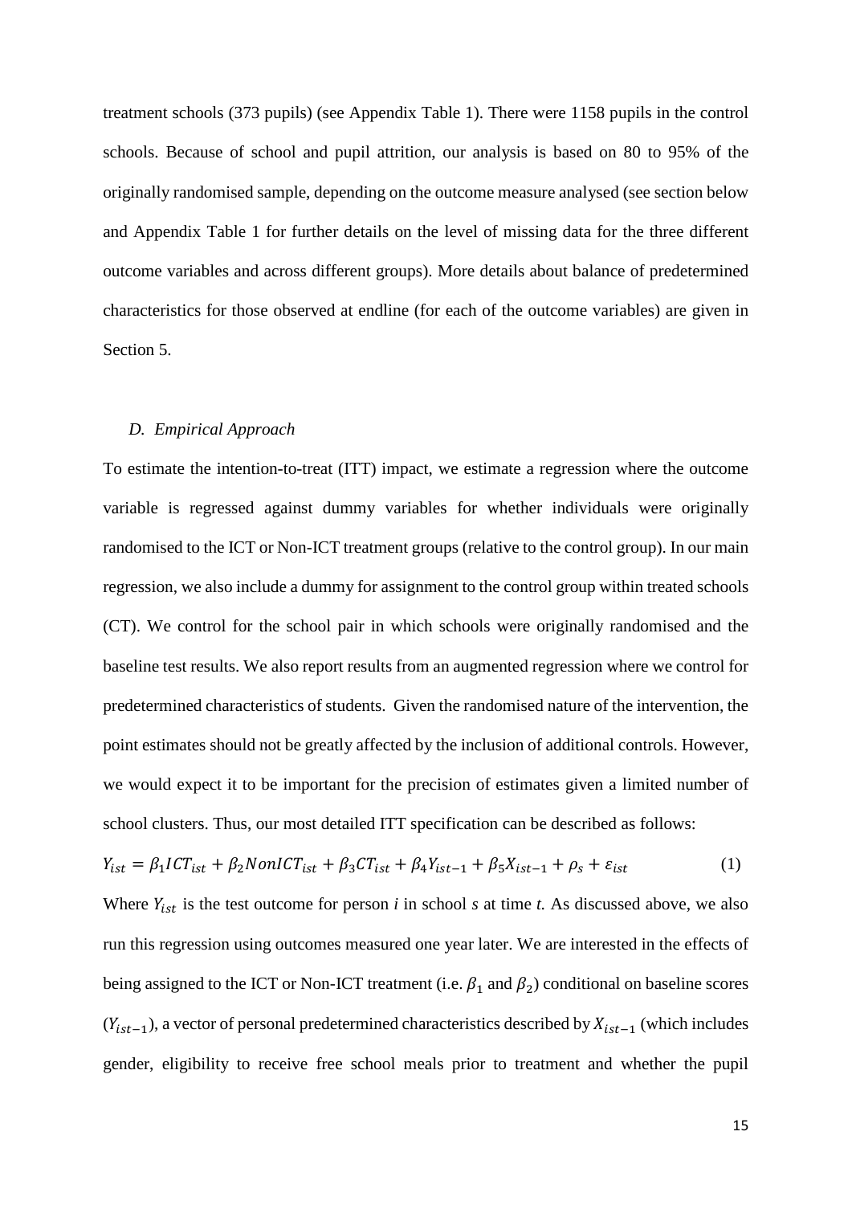treatment schools (373 pupils) (see Appendix Table 1). There were 1158 pupils in the control schools. Because of school and pupil attrition, our analysis is based on 80 to 95% of the originally randomised sample, depending on the outcome measure analysed (see section below and Appendix Table 1 for further details on the level of missing data for the three different outcome variables and across different groups). More details about balance of predetermined characteristics for those observed at endline (for each of the outcome variables) are given in Section 5.

### *D. Empirical Approach*

To estimate the intention-to-treat (ITT) impact, we estimate a regression where the outcome variable is regressed against dummy variables for whether individuals were originally randomised to the ICT or Non-ICT treatment groups (relative to the control group). In our main regression, we also include a dummy for assignment to the control group within treated schools (CT). We control for the school pair in which schools were originally randomised and the baseline test results. We also report results from an augmented regression where we control for predetermined characteristics of students. Given the randomised nature of the intervention, the point estimates should not be greatly affected by the inclusion of additional controls. However, we would expect it to be important for the precision of estimates given a limited number of school clusters. Thus, our most detailed ITT specification can be described as follows:

$$Y_{ist} = \beta_1 ICT_{ist} + \beta_2 NonICT_{ist} + \beta_3 CT_{ist} + \beta_4 Y_{ist-1} + \beta_5 X_{ist-1} + \rho_s + \varepsilon_{ist} \tag{1}$$

Where $Y_{ist}$ is the test outcome for person *i* in school *s* at time *t.* As discussed above, we also run this regression using outcomes measured one year later. We are interested in the effects of being assigned to the ICT or Non-ICT treatment (i.e. $\beta_1$ and $\beta_2$) conditional on baseline scores ($Y_{ist-1}$), a vector of personal predetermined characteristics described by $X_{ist-1}$ (which includes gender, eligibility to receive free school meals prior to treatment and whether the pupil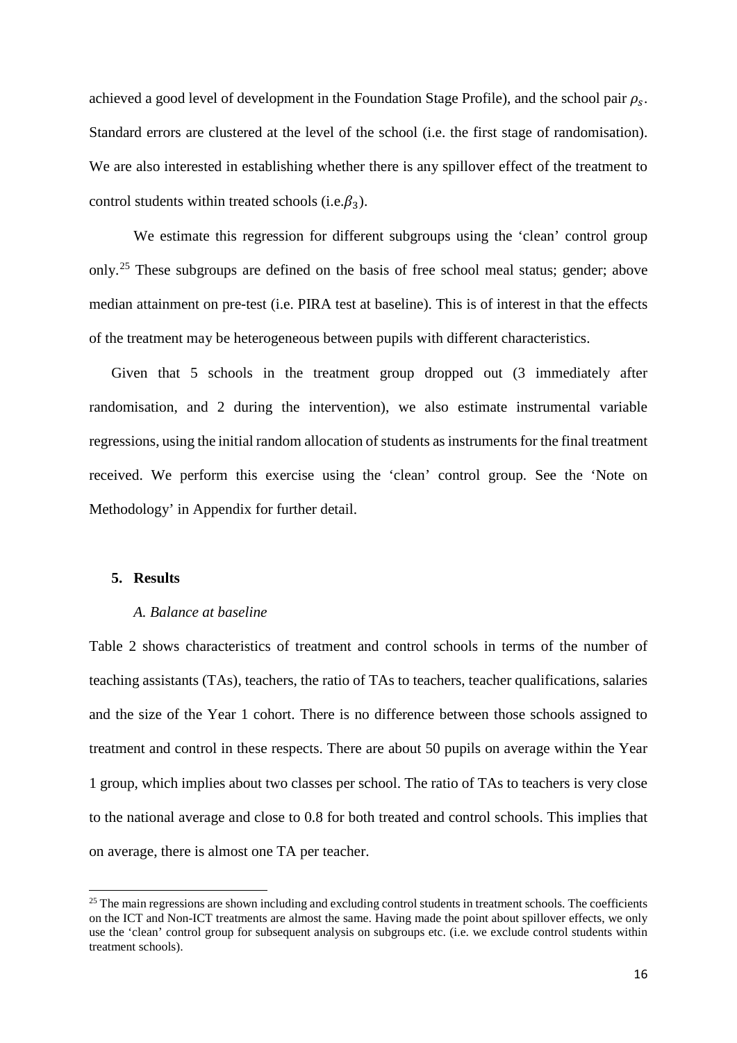achieved a good level of development in the Foundation Stage Profile), and the school pair $\rho_s$. Standard errors are clustered at the level of the school (i.e. the first stage of randomisation). We are also interested in establishing whether there is any spillover effect of the treatment to control students within treated schools (i.e.$\beta_3$).

We estimate this regression for different subgroups using the 'clean' control group only.[25] These subgroups are defined on the basis of free school meal status; gender; above median attainment on pre-test (i.e. PIRA test at baseline). This is of interest in that the effects of the treatment may be heterogeneous between pupils with different characteristics.

Given that 5 schools in the treatment group dropped out (3 immediately after randomisation, and 2 during the intervention), we also estimate instrumental variable regressions, using the initial random allocation of students as instruments for the final treatment received. We perform this exercise using the 'clean' control group. See the 'Note on Methodology' in Appendix for further detail.

## 5. Results

### *A. Balance at baseline*

Table 2 shows characteristics of treatment and control schools in terms of the number of teaching assistants (TAs), teachers, the ratio of TAs to teachers, teacher qualifications, salaries and the size of the Year 1 cohort. There is no difference between those schools assigned to treatment and control in these respects. There are about 50 pupils on average within the Year 1 group, which implies about two classes per school. The ratio of TAs to teachers is very close to the national average and close to 0.8 for both treated and control schools. This implies that on average, there is almost one TA per teacher.

[25] The main regressions are shown including and excluding control students in treatment schools. The coefficients on the ICT and Non-ICT treatments are almost the same. Having made the point about spillover effects, we only use the 'clean' control group for subsequent analysis on subgroups etc. (i.e. we exclude control students within treatment schools).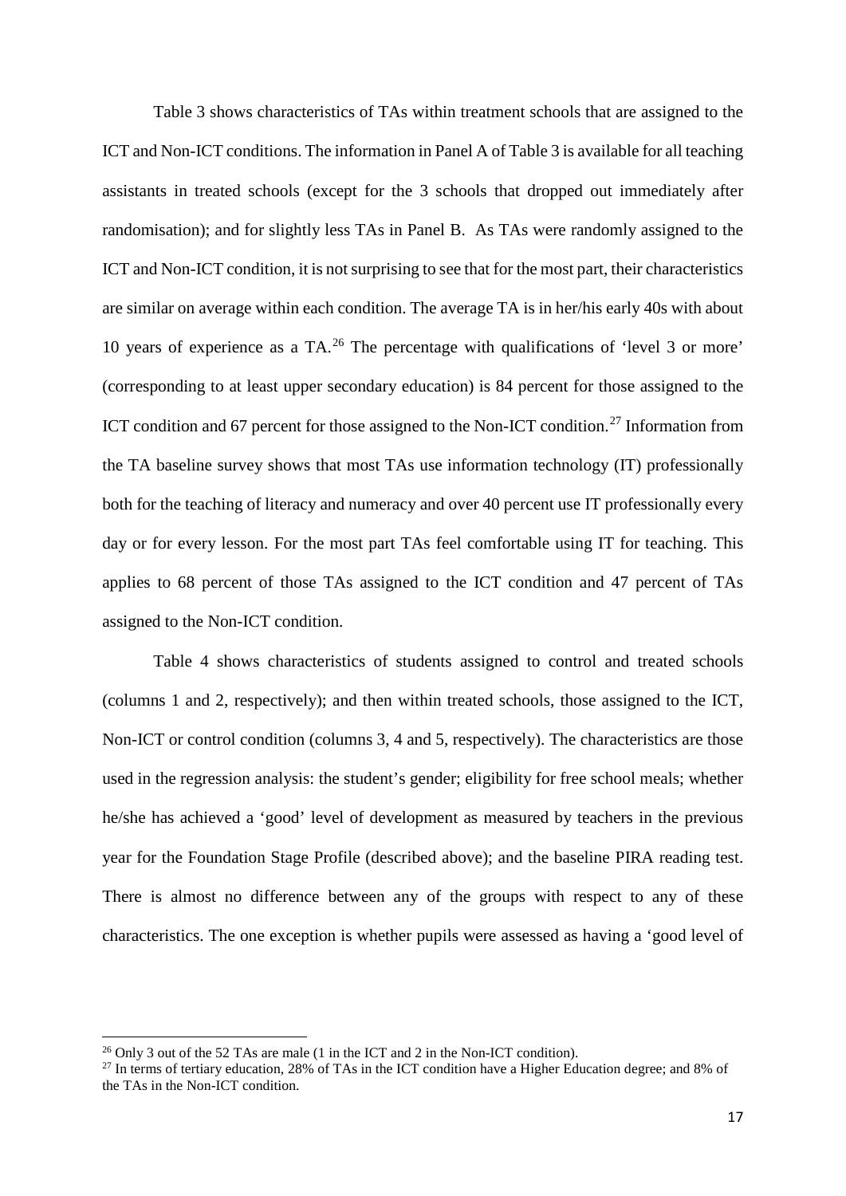Table 3 shows characteristics of TAs within treatment schools that are assigned to the ICT and Non-ICT conditions. The information in Panel A of Table 3 is available for all teaching assistants in treated schools (except for the 3 schools that dropped out immediately after randomisation); and for slightly less TAs in Panel B. As TAs were randomly assigned to the ICT and Non-ICT condition, it is not surprising to see that for the most part, their characteristics are similar on average within each condition. The average TA is in her/his early 40s with about 10 years of experience as a TA.[26] The percentage with qualifications of 'level 3 or more' (corresponding to at least upper secondary education) is 84 percent for those assigned to the ICT condition and 67 percent for those assigned to the Non-ICT condition.[27] Information from the TA baseline survey shows that most TAs use information technology (IT) professionally both for the teaching of literacy and numeracy and over 40 percent use IT professionally every day or for every lesson. For the most part TAs feel comfortable using IT for teaching. This applies to 68 percent of those TAs assigned to the ICT condition and 47 percent of TAs assigned to the Non-ICT condition.

Table 4 shows characteristics of students assigned to control and treated schools (columns 1 and 2, respectively); and then within treated schools, those assigned to the ICT, Non-ICT or control condition (columns 3, 4 and 5, respectively). The characteristics are those used in the regression analysis: the student's gender; eligibility for free school meals; whether he/she has achieved a 'good' level of development as measured by teachers in the previous year for the Foundation Stage Profile (described above); and the baseline PIRA reading test. There is almost no difference between any of the groups with respect to any of these characteristics. The one exception is whether pupils were assessed as having a 'good level of

[26] Only 3 out of the 52 TAs are male (1 in the ICT and 2 in the Non-ICT condition).

[27] In terms of tertiary education, 28% of TAs in the ICT condition have a Higher Education degree; and 8% of the TAs in the Non-ICT condition.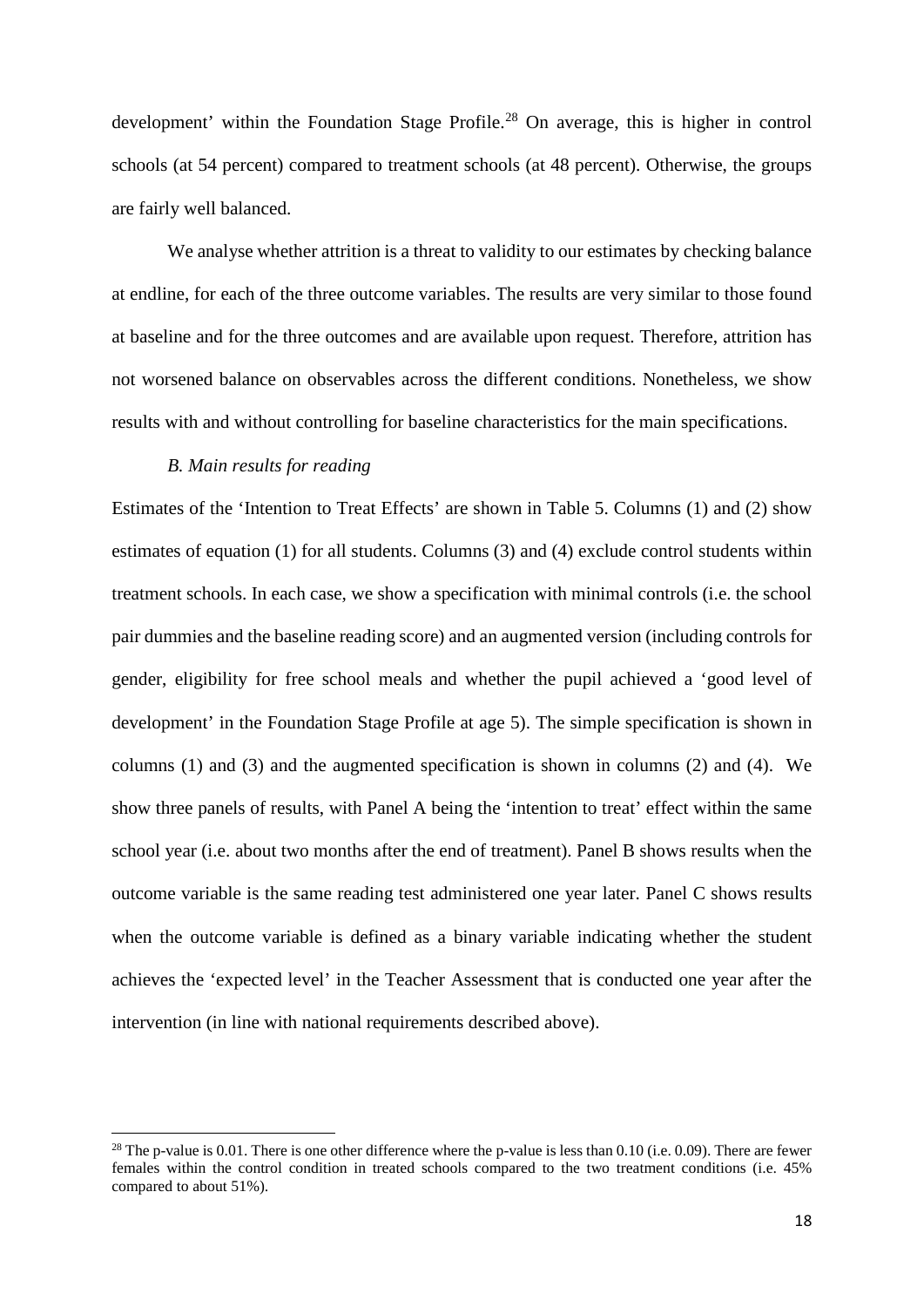development' within the Foundation Stage Profile.[28] On average, this is higher in control schools (at 54 percent) compared to treatment schools (at 48 percent). Otherwise, the groups are fairly well balanced.

We analyse whether attrition is a threat to validity to our estimates by checking balance at endline, for each of the three outcome variables. The results are very similar to those found at baseline and for the three outcomes and are available upon request. Therefore, attrition has not worsened balance on observables across the different conditions. Nonetheless, we show results with and without controlling for baseline characteristics for the main specifications.

*B. Main results for reading*

Estimates of the 'Intention to Treat Effects' are shown in Table 5. Columns (1) and (2) show estimates of equation (1) for all students. Columns (3) and (4) exclude control students within treatment schools. In each case, we show a specification with minimal controls (i.e. the school pair dummies and the baseline reading score) and an augmented version (including controls for gender, eligibility for free school meals and whether the pupil achieved a 'good level of development' in the Foundation Stage Profile at age 5). The simple specification is shown in columns (1) and (3) and the augmented specification is shown in columns (2) and (4). We show three panels of results, with Panel A being the 'intention to treat' effect within the same school year (i.e. about two months after the end of treatment). Panel B shows results when the outcome variable is the same reading test administered one year later. Panel C shows results when the outcome variable is defined as a binary variable indicating whether the student achieves the 'expected level' in the Teacher Assessment that is conducted one year after the intervention (in line with national requirements described above).

[28] The p-value is 0.01. There is one other difference where the p-value is less than 0.10 (i.e. 0.09). There are fewer females within the control condition in treated schools compared to the two treatment conditions (i.e. 45% compared to about 51%).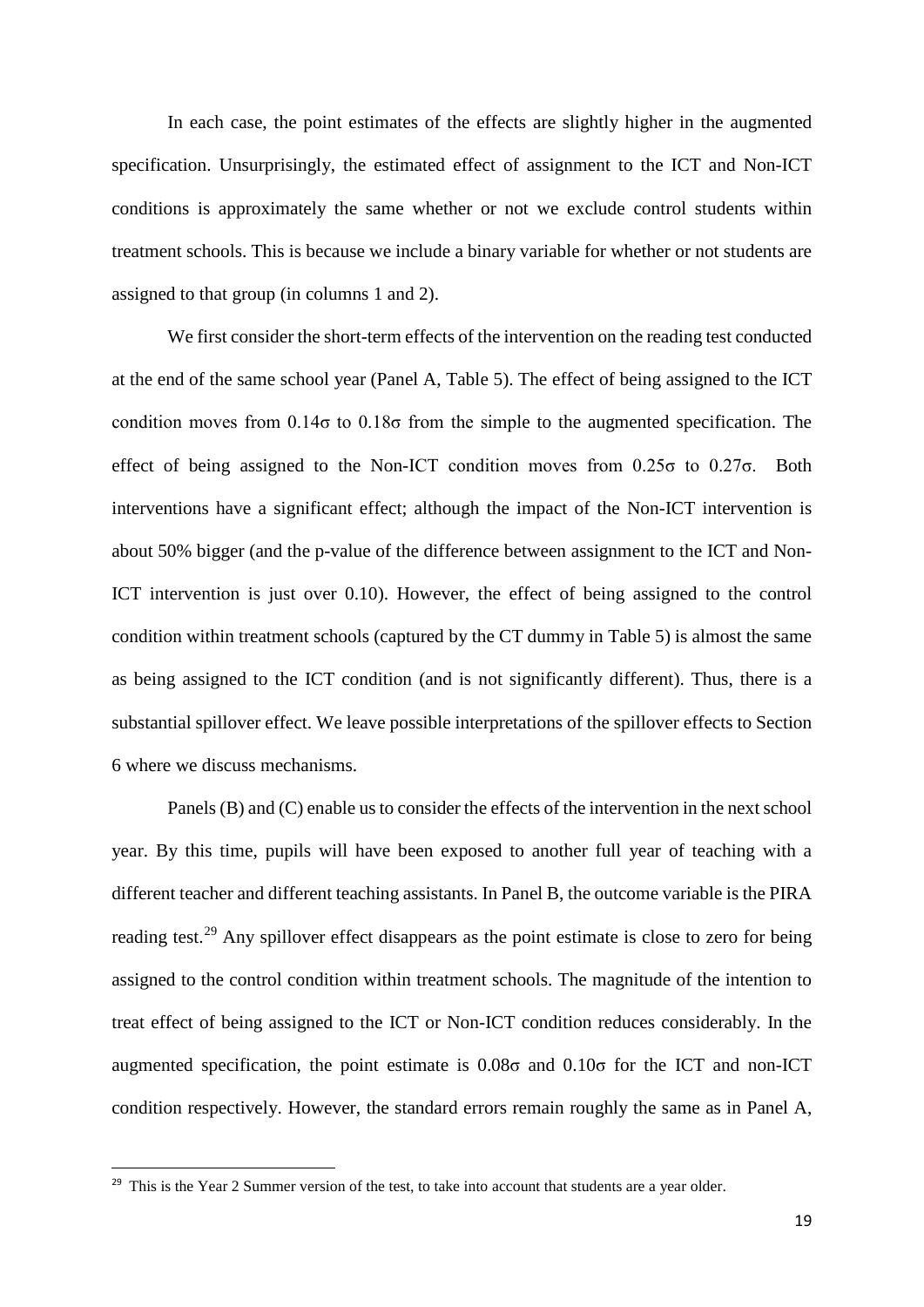In each case, the point estimates of the effects are slightly higher in the augmented specification. Unsurprisingly, the estimated effect of assignment to the ICT and Non-ICT conditions is approximately the same whether or not we exclude control students within treatment schools. This is because we include a binary variable for whether or not students are assigned to that group (in columns 1 and 2).

We first consider the short-term effects of the intervention on the reading test conducted at the end of the same school year (Panel A, Table 5). The effect of being assigned to the ICT condition moves from $0.14\sigma$ to $0.18\sigma$ from the simple to the augmented specification. The effect of being assigned to the Non-ICT condition moves from $0.25\sigma$ to $0.27\sigma$. Both interventions have a significant effect; although the impact of the Non-ICT intervention is about 50% bigger (and the p-value of the difference between assignment to the ICT and Non-ICT intervention is just over 0.10). However, the effect of being assigned to the control condition within treatment schools (captured by the CT dummy in Table 5) is almost the same as being assigned to the ICT condition (and is not significantly different). Thus, there is a substantial spillover effect. We leave possible interpretations of the spillover effects to Section 6 where we discuss mechanisms.

Panels (B) and (C) enable us to consider the effects of the intervention in the next school year. By this time, pupils will have been exposed to another full year of teaching with a different teacher and different teaching assistants. In Panel B, the outcome variable is the PIRA reading test.[29] Any spillover effect disappears as the point estimate is close to zero for being assigned to the control condition within treatment schools. The magnitude of the intention to treat effect of being assigned to the ICT or Non-ICT condition reduces considerably. In the augmented specification, the point estimate is $0.08\sigma$ and $0.10\sigma$ for the ICT and non-ICT condition respectively. However, the standard errors remain roughly the same as in Panel A,

[29] This is the Year 2 Summer version of the test, to take into account that students are a year older.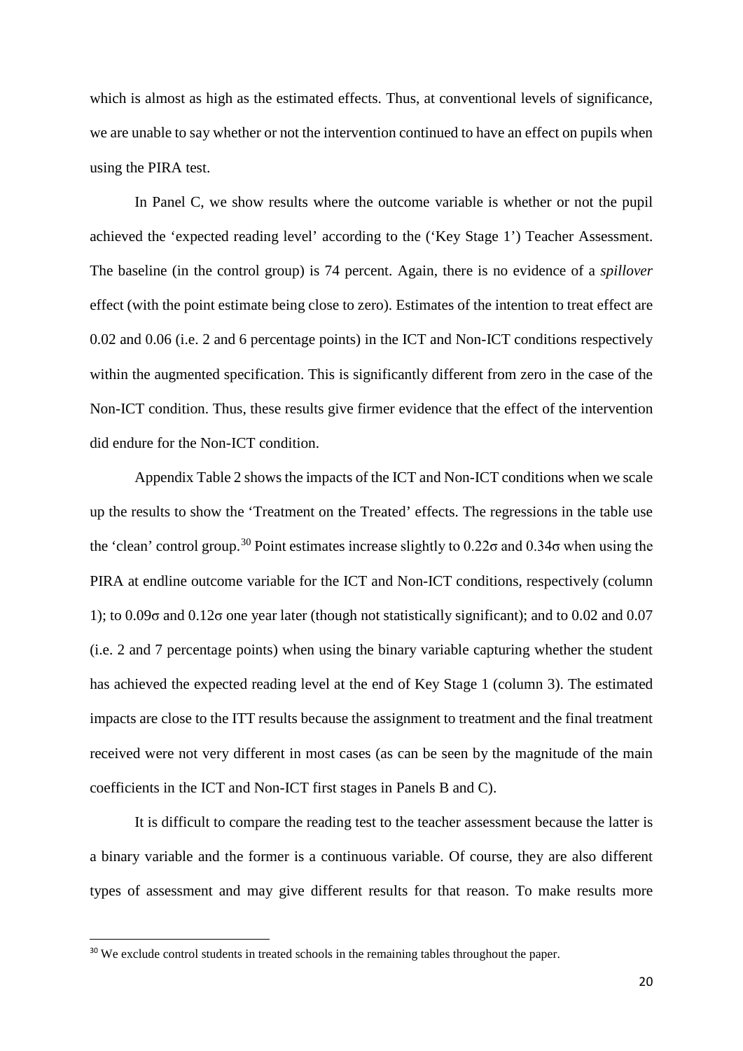which is almost as high as the estimated effects. Thus, at conventional levels of significance, we are unable to say whether or not the intervention continued to have an effect on pupils when using the PIRA test.

In Panel C, we show results where the outcome variable is whether or not the pupil achieved the 'expected reading level' according to the ('Key Stage 1') Teacher Assessment. The baseline (in the control group) is 74 percent. Again, there is no evidence of a *spillover* effect (with the point estimate being close to zero). Estimates of the intention to treat effect are 0.02 and 0.06 (i.e. 2 and 6 percentage points) in the ICT and Non-ICT conditions respectively within the augmented specification. This is significantly different from zero in the case of the Non-ICT condition. Thus, these results give firmer evidence that the effect of the intervention did endure for the Non-ICT condition.

Appendix Table 2 shows the impacts of the ICT and Non-ICT conditions when we scale up the results to show the 'Treatment on the Treated' effects. The regressions in the table use the 'clean' control group.[30] Point estimates increase slightly to 0.22σ and 0.34σ when using the PIRA at endline outcome variable for the ICT and Non-ICT conditions, respectively (column 1); to 0.09σ and 0.12σ one year later (though not statistically significant); and to 0.02 and 0.07 (i.e. 2 and 7 percentage points) when using the binary variable capturing whether the student has achieved the expected reading level at the end of Key Stage 1 (column 3). The estimated impacts are close to the ITT results because the assignment to treatment and the final treatment received were not very different in most cases (as can be seen by the magnitude of the main coefficients in the ICT and Non-ICT first stages in Panels B and C).

It is difficult to compare the reading test to the teacher assessment because the latter is a binary variable and the former is a continuous variable. Of course, they are also different types of assessment and may give different results for that reason. To make results more

[30] We exclude control students in treated schools in the remaining tables throughout the paper.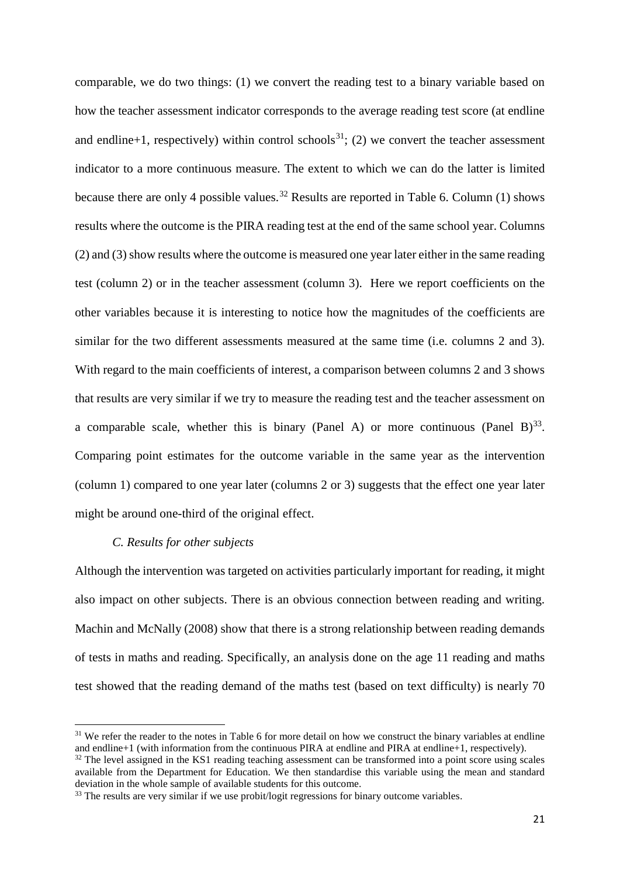comparable, we do two things: (1) we convert the reading test to a binary variable based on how the teacher assessment indicator corresponds to the average reading test score (at endline and endline+1, respectively) within control schools[31]; (2) we convert the teacher assessment indicator to a more continuous measure. The extent to which we can do the latter is limited because there are only 4 possible values.[32] Results are reported in Table 6. Column (1) shows results where the outcome is the PIRA reading test at the end of the same school year. Columns (2) and (3) show results where the outcome is measured one year later either in the same reading test (column 2) or in the teacher assessment (column 3). Here we report coefficients on the other variables because it is interesting to notice how the magnitudes of the coefficients are similar for the two different assessments measured at the same time (i.e. columns 2 and 3). With regard to the main coefficients of interest, a comparison between columns 2 and 3 shows that results are very similar if we try to measure the reading test and the teacher assessment on a comparable scale, whether this is binary (Panel A) or more continuous (Panel B)[33]. Comparing point estimates for the outcome variable in the same year as the intervention (column 1) compared to one year later (columns 2 or 3) suggests that the effect one year later might be around one-third of the original effect.

### *C. Results for other subjects*

Although the intervention was targeted on activities particularly important for reading, it might also impact on other subjects. There is an obvious connection between reading and writing. Machin and McNally (2008) show that there is a strong relationship between reading demands of tests in maths and reading. Specifically, an analysis done on the age 11 reading and maths test showed that the reading demand of the maths test (based on text difficulty) is nearly 70

---

[31] We refer the reader to the notes in Table 6 for more detail on how we construct the binary variables at endline and endline+1 (with information from the continuous PIRA at endline and PIRA at endline+1, respectively).

[32] The level assigned in the KS1 reading teaching assessment can be transformed into a point score using scales available from the Department for Education. We then standardise this variable using the mean and standard deviation in the whole sample of available students for this outcome.

[33] The results are very similar if we use probit/logit regressions for binary outcome variables.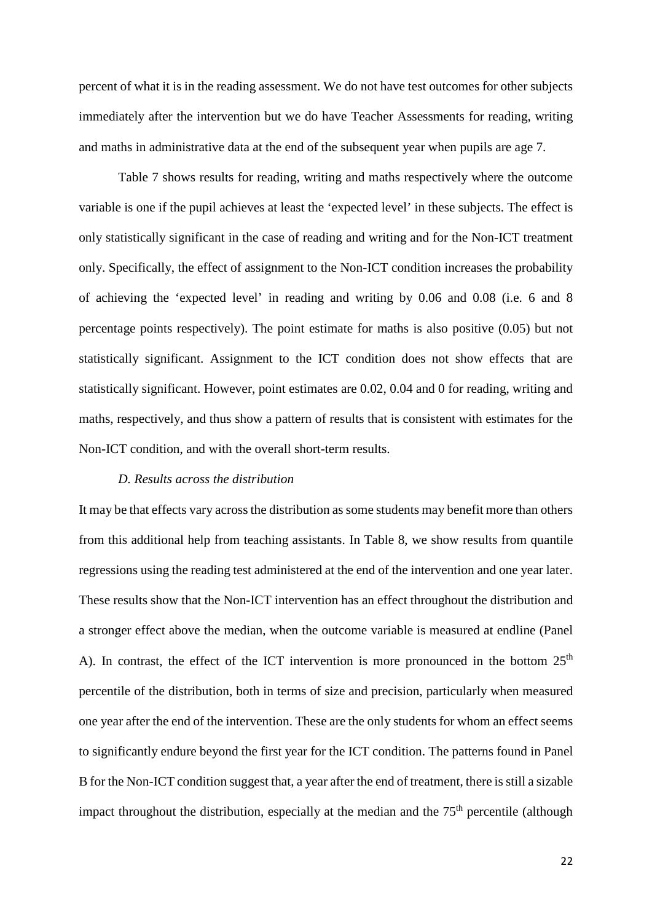percent of what it is in the reading assessment. We do not have test outcomes for other subjects immediately after the intervention but we do have Teacher Assessments for reading, writing and maths in administrative data at the end of the subsequent year when pupils are age 7.

Table 7 shows results for reading, writing and maths respectively where the outcome variable is one if the pupil achieves at least the 'expected level' in these subjects. The effect is only statistically significant in the case of reading and writing and for the Non-ICT treatment only. Specifically, the effect of assignment to the Non-ICT condition increases the probability of achieving the 'expected level' in reading and writing by 0.06 and 0.08 (i.e. 6 and 8 percentage points respectively). The point estimate for maths is also positive (0.05) but not statistically significant. Assignment to the ICT condition does not show effects that are statistically significant. However, point estimates are 0.02, 0.04 and 0 for reading, writing and maths, respectively, and thus show a pattern of results that is consistent with estimates for the Non-ICT condition, and with the overall short-term results.

### *D. Results across the distribution*

It may be that effects vary across the distribution as some students may benefit more than others from this additional help from teaching assistants. In Table 8, we show results from quantile regressions using the reading test administered at the end of the intervention and one year later. These results show that the Non-ICT intervention has an effect throughout the distribution and a stronger effect above the median, when the outcome variable is measured at endline (Panel A). In contrast, the effect of the ICT intervention is more pronounced in the bottom 25th percentile of the distribution, both in terms of size and precision, particularly when measured one year after the end of the intervention. These are the only students for whom an effect seems to significantly endure beyond the first year for the ICT condition. The patterns found in Panel B for the Non-ICT condition suggest that, a year after the end of treatment, there is still a sizable impact throughout the distribution, especially at the median and the 75th percentile (although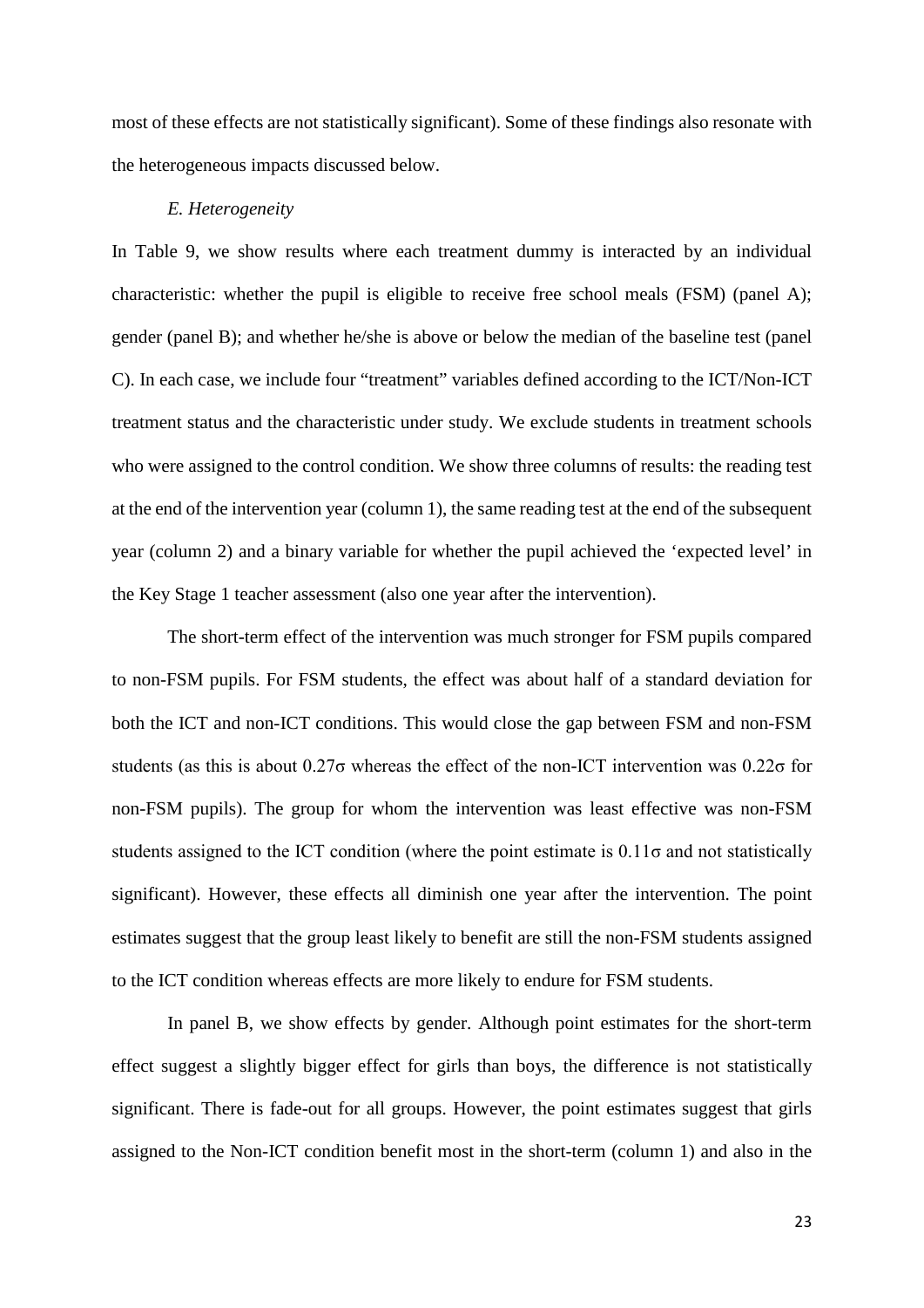most of these effects are not statistically significant). Some of these findings also resonate with the heterogeneous impacts discussed below.

### *E. Heterogeneity*

In Table 9, we show results where each treatment dummy is interacted by an individual characteristic: whether the pupil is eligible to receive free school meals (FSM) (panel A); gender (panel B); and whether he/she is above or below the median of the baseline test (panel C). In each case, we include four "treatment" variables defined according to the ICT/Non-ICT treatment status and the characteristic under study. We exclude students in treatment schools who were assigned to the control condition. We show three columns of results: the reading test at the end of the intervention year (column 1), the same reading test at the end of the subsequent year (column 2) and a binary variable for whether the pupil achieved the 'expected level' in the Key Stage 1 teacher assessment (also one year after the intervention).

The short-term effect of the intervention was much stronger for FSM pupils compared to non-FSM pupils. For FSM students, the effect was about half of a standard deviation for both the ICT and non-ICT conditions. This would close the gap between FSM and non-FSM students (as this is about $0.27\sigma$ whereas the effect of the non-ICT intervention was $0.22\sigma$ for non-FSM pupils). The group for whom the intervention was least effective was non-FSM students assigned to the ICT condition (where the point estimate is $0.11\sigma$ and not statistically significant). However, these effects all diminish one year after the intervention. The point estimates suggest that the group least likely to benefit are still the non-FSM students assigned to the ICT condition whereas effects are more likely to endure for FSM students.

In panel B, we show effects by gender. Although point estimates for the short-term effect suggest a slightly bigger effect for girls than boys, the difference is not statistically significant. There is fade-out for all groups. However, the point estimates suggest that girls assigned to the Non-ICT condition benefit most in the short-term (column 1) and also in the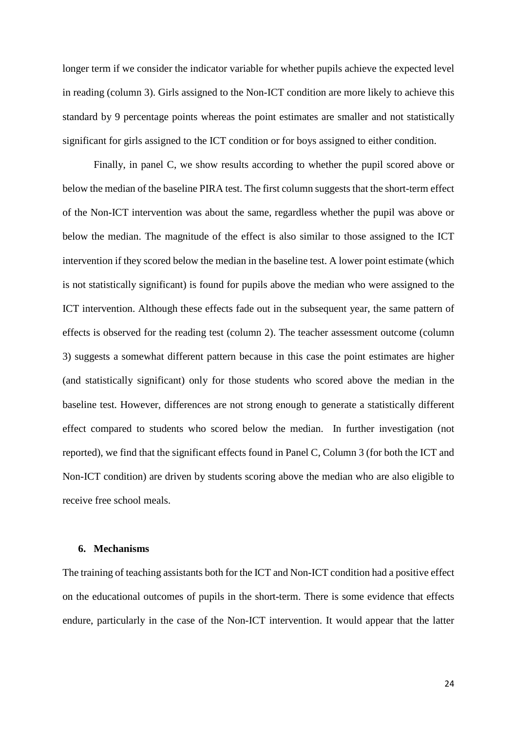longer term if we consider the indicator variable for whether pupils achieve the expected level in reading (column 3). Girls assigned to the Non-ICT condition are more likely to achieve this standard by 9 percentage points whereas the point estimates are smaller and not statistically significant for girls assigned to the ICT condition or for boys assigned to either condition.

Finally, in panel C, we show results according to whether the pupil scored above or below the median of the baseline PIRA test. The first column suggests that the short-term effect of the Non-ICT intervention was about the same, regardless whether the pupil was above or below the median. The magnitude of the effect is also similar to those assigned to the ICT intervention if they scored below the median in the baseline test. A lower point estimate (which is not statistically significant) is found for pupils above the median who were assigned to the ICT intervention. Although these effects fade out in the subsequent year, the same pattern of effects is observed for the reading test (column 2). The teacher assessment outcome (column 3) suggests a somewhat different pattern because in this case the point estimates are higher (and statistically significant) only for those students who scored above the median in the baseline test. However, differences are not strong enough to generate a statistically different effect compared to students who scored below the median. In further investigation (not reported), we find that the significant effects found in Panel C, Column 3 (for both the ICT and Non-ICT condition) are driven by students scoring above the median who are also eligible to receive free school meals.

## 6. Mechanisms

The training of teaching assistants both for the ICT and Non-ICT condition had a positive effect on the educational outcomes of pupils in the short-term. There is some evidence that effects endure, particularly in the case of the Non-ICT intervention. It would appear that the latter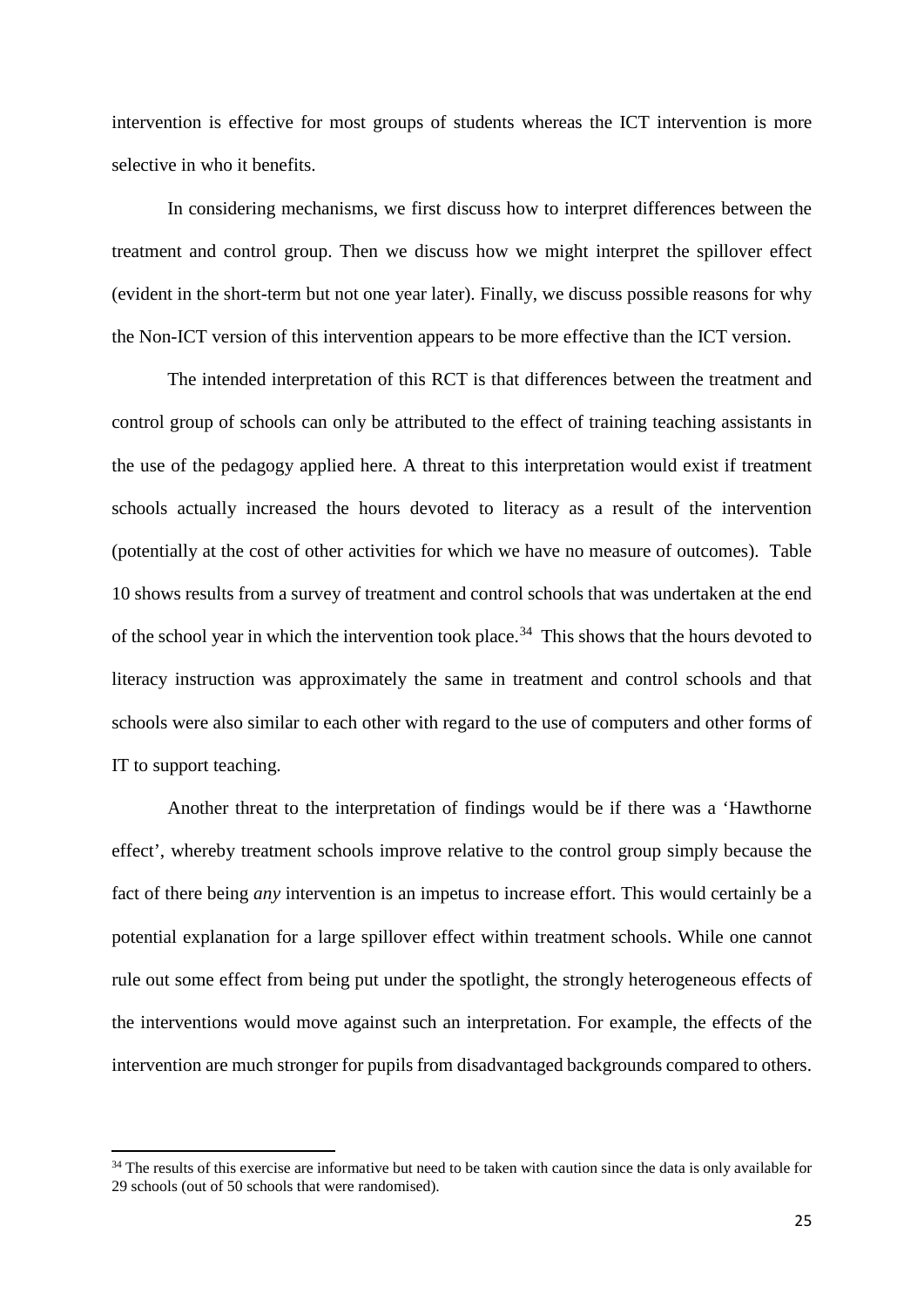intervention is effective for most groups of students whereas the ICT intervention is more selective in who it benefits.

In considering mechanisms, we first discuss how to interpret differences between the treatment and control group. Then we discuss how we might interpret the spillover effect (evident in the short-term but not one year later). Finally, we discuss possible reasons for why the Non-ICT version of this intervention appears to be more effective than the ICT version.

The intended interpretation of this RCT is that differences between the treatment and control group of schools can only be attributed to the effect of training teaching assistants in the use of the pedagogy applied here. A threat to this interpretation would exist if treatment schools actually increased the hours devoted to literacy as a result of the intervention (potentially at the cost of other activities for which we have no measure of outcomes). Table 10 shows results from a survey of treatment and control schools that was undertaken at the end of the school year in which the intervention took place.[34] This shows that the hours devoted to literacy instruction was approximately the same in treatment and control schools and that schools were also similar to each other with regard to the use of computers and other forms of IT to support teaching.

Another threat to the interpretation of findings would be if there was a 'Hawthorne effect', whereby treatment schools improve relative to the control group simply because the fact of there being *any* intervention is an impetus to increase effort. This would certainly be a potential explanation for a large spillover effect within treatment schools. While one cannot rule out some effect from being put under the spotlight, the strongly heterogeneous effects of the interventions would move against such an interpretation. For example, the effects of the intervention are much stronger for pupils from disadvantaged backgrounds compared to others.

[34] The results of this exercise are informative but need to be taken with caution since the data is only available for 29 schools (out of 50 schools that were randomised).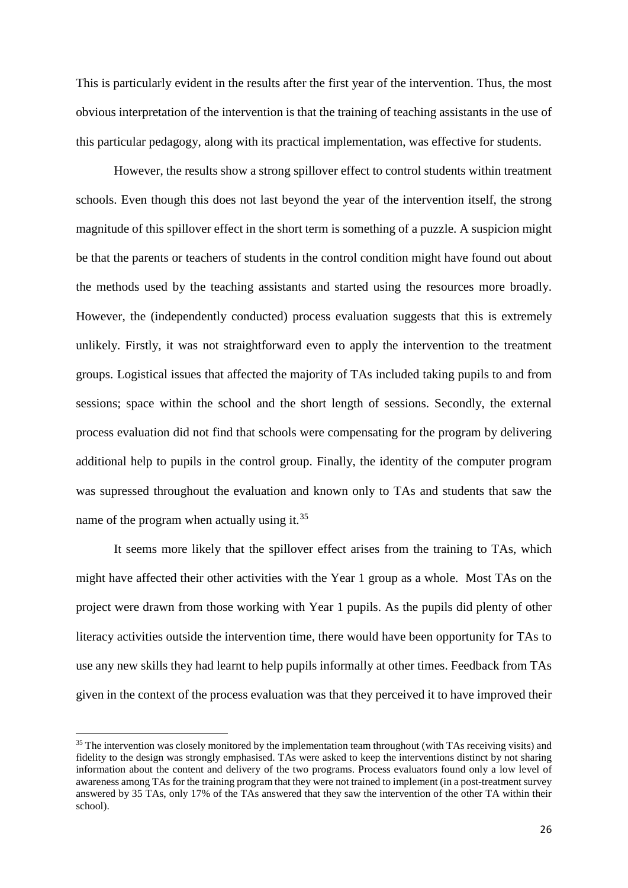This is particularly evident in the results after the first year of the intervention. Thus, the most obvious interpretation of the intervention is that the training of teaching assistants in the use of this particular pedagogy, along with its practical implementation, was effective for students.

However, the results show a strong spillover effect to control students within treatment schools. Even though this does not last beyond the year of the intervention itself, the strong magnitude of this spillover effect in the short term is something of a puzzle. A suspicion might be that the parents or teachers of students in the control condition might have found out about the methods used by the teaching assistants and started using the resources more broadly. However, the (independently conducted) process evaluation suggests that this is extremely unlikely. Firstly, it was not straightforward even to apply the intervention to the treatment groups. Logistical issues that affected the majority of TAs included taking pupils to and from sessions; space within the school and the short length of sessions. Secondly, the external process evaluation did not find that schools were compensating for the program by delivering additional help to pupils in the control group. Finally, the identity of the computer program was supressed throughout the evaluation and known only to TAs and students that saw the name of the program when actually using it.[35]

It seems more likely that the spillover effect arises from the training to TAs, which might have affected their other activities with the Year 1 group as a whole. Most TAs on the project were drawn from those working with Year 1 pupils. As the pupils did plenty of other literacy activities outside the intervention time, there would have been opportunity for TAs to use any new skills they had learnt to help pupils informally at other times. Feedback from TAs given in the context of the process evaluation was that they perceived it to have improved their

[35] The intervention was closely monitored by the implementation team throughout (with TAs receiving visits) and fidelity to the design was strongly emphasised. TAs were asked to keep the interventions distinct by not sharing information about the content and delivery of the two programs. Process evaluators found only a low level of awareness among TAs for the training program that they were not trained to implement (in a post-treatment survey answered by 35 TAs, only 17% of the TAs answered that they saw the intervention of the other TA within their school).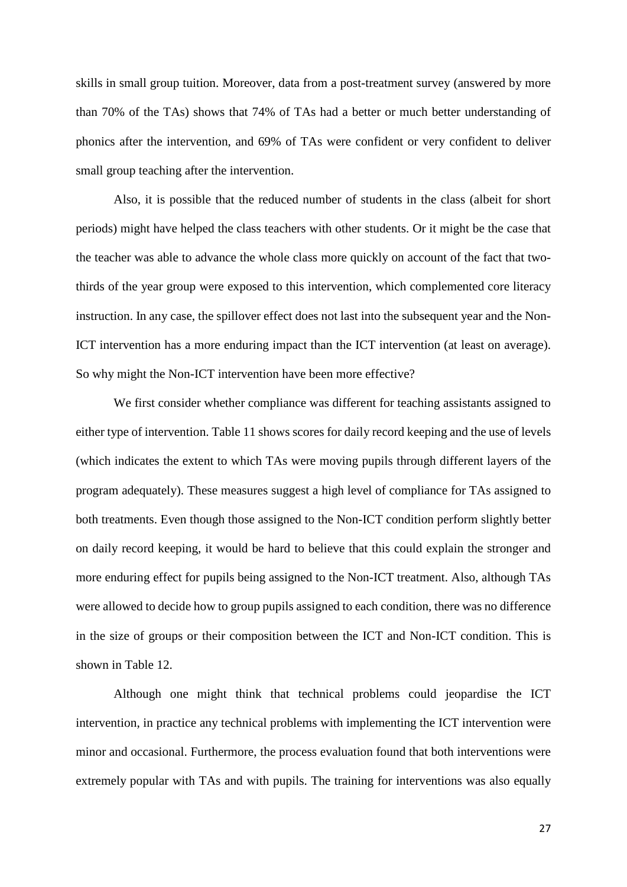skills in small group tuition. Moreover, data from a post-treatment survey (answered by more than 70% of the TAs) shows that 74% of TAs had a better or much better understanding of phonics after the intervention, and 69% of TAs were confident or very confident to deliver small group teaching after the intervention.

Also, it is possible that the reduced number of students in the class (albeit for short periods) might have helped the class teachers with other students. Or it might be the case that the teacher was able to advance the whole class more quickly on account of the fact that two-thirds of the year group were exposed to this intervention, which complemented core literacy instruction. In any case, the spillover effect does not last into the subsequent year and the Non-ICT intervention has a more enduring impact than the ICT intervention (at least on average). So why might the Non-ICT intervention have been more effective?

We first consider whether compliance was different for teaching assistants assigned to either type of intervention. Table 11 shows scores for daily record keeping and the use of levels (which indicates the extent to which TAs were moving pupils through different layers of the program adequately). These measures suggest a high level of compliance for TAs assigned to both treatments. Even though those assigned to the Non-ICT condition perform slightly better on daily record keeping, it would be hard to believe that this could explain the stronger and more enduring effect for pupils being assigned to the Non-ICT treatment. Also, although TAs were allowed to decide how to group pupils assigned to each condition, there was no difference in the size of groups or their composition between the ICT and Non-ICT condition. This is shown in Table 12.

Although one might think that technical problems could jeopardise the ICT intervention, in practice any technical problems with implementing the ICT intervention were minor and occasional. Furthermore, the process evaluation found that both interventions were extremely popular with TAs and with pupils. The training for interventions was also equally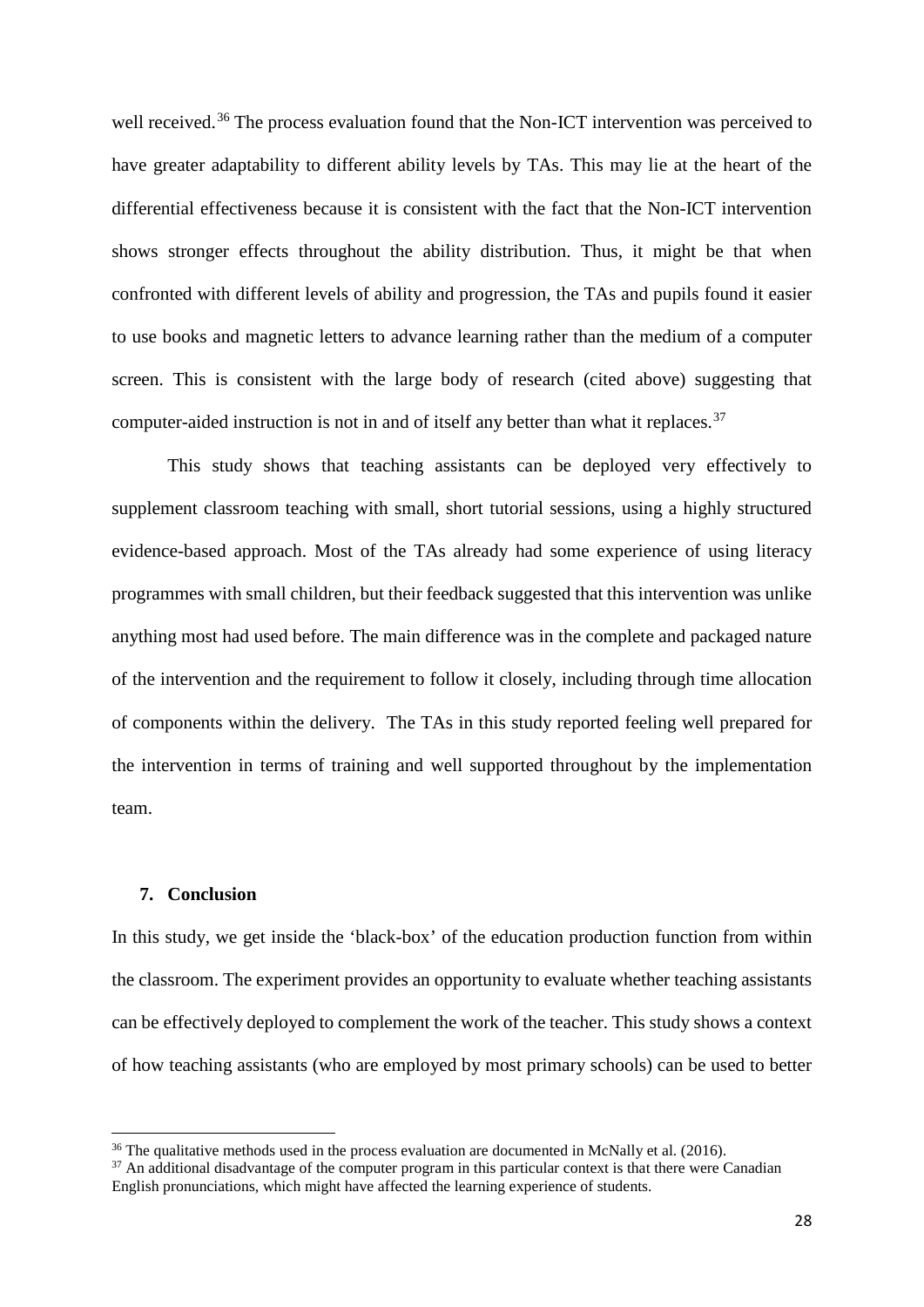well received.[36] The process evaluation found that the Non-ICT intervention was perceived to have greater adaptability to different ability levels by TAs. This may lie at the heart of the differential effectiveness because it is consistent with the fact that the Non-ICT intervention shows stronger effects throughout the ability distribution. Thus, it might be that when confronted with different levels of ability and progression, the TAs and pupils found it easier to use books and magnetic letters to advance learning rather than the medium of a computer screen. This is consistent with the large body of research (cited above) suggesting that computer-aided instruction is not in and of itself any better than what it replaces.[37]

This study shows that teaching assistants can be deployed very effectively to supplement classroom teaching with small, short tutorial sessions, using a highly structured evidence-based approach. Most of the TAs already had some experience of using literacy programmes with small children, but their feedback suggested that this intervention was unlike anything most had used before. The main difference was in the complete and packaged nature of the intervention and the requirement to follow it closely, including through time allocation of components within the delivery. The TAs in this study reported feeling well prepared for the intervention in terms of training and well supported throughout by the implementation team.

## 7. Conclusion

In this study, we get inside the 'black-box' of the education production function from within the classroom. The experiment provides an opportunity to evaluate whether teaching assistants can be effectively deployed to complement the work of the teacher. This study shows a context of how teaching assistants (who are employed by most primary schools) can be used to better

[36] The qualitative methods used in the process evaluation are documented in McNally et al. (2016).

[37] An additional disadvantage of the computer program in this particular context is that there were Canadian English pronunciations, which might have affected the learning experience of students.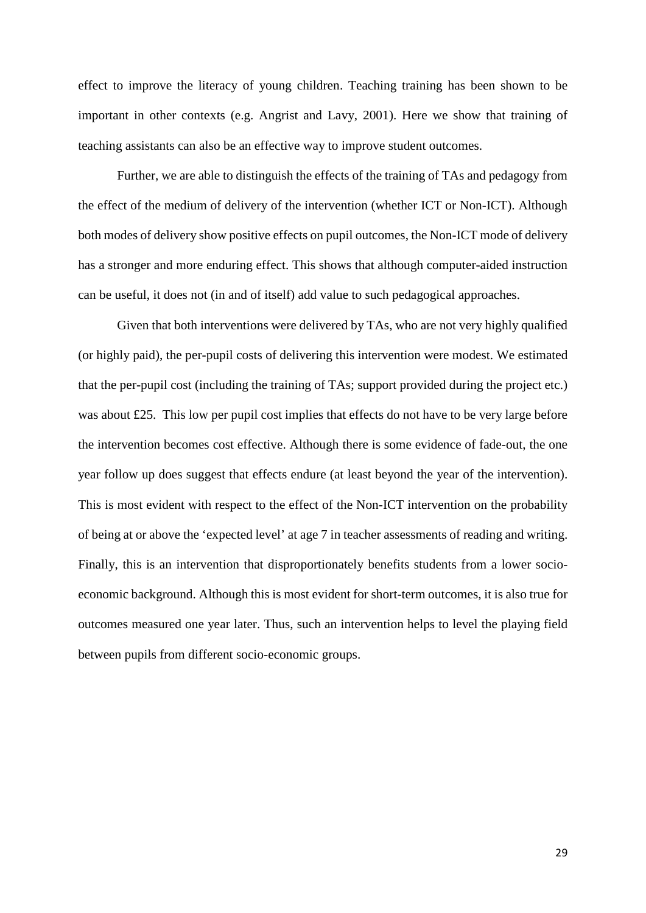effect to improve the literacy of young children. Teaching training has been shown to be important in other contexts (e.g. Angrist and Lavy, 2001). Here we show that training of teaching assistants can also be an effective way to improve student outcomes.

Further, we are able to distinguish the effects of the training of TAs and pedagogy from the effect of the medium of delivery of the intervention (whether ICT or Non-ICT). Although both modes of delivery show positive effects on pupil outcomes, the Non-ICT mode of delivery has a stronger and more enduring effect. This shows that although computer-aided instruction can be useful, it does not (in and of itself) add value to such pedagogical approaches.

Given that both interventions were delivered by TAs, who are not very highly qualified (or highly paid), the per-pupil costs of delivering this intervention were modest. We estimated that the per-pupil cost (including the training of TAs; support provided during the project etc.) was about £25. This low per pupil cost implies that effects do not have to be very large before the intervention becomes cost effective. Although there is some evidence of fade-out, the one year follow up does suggest that effects endure (at least beyond the year of the intervention). This is most evident with respect to the effect of the Non-ICT intervention on the probability of being at or above the 'expected level' at age 7 in teacher assessments of reading and writing. Finally, this is an intervention that disproportionately benefits students from a lower socio-economic background. Although this is most evident for short-term outcomes, it is also true for outcomes measured one year later. Thus, such an intervention helps to level the playing field between pupils from different socio-economic groups.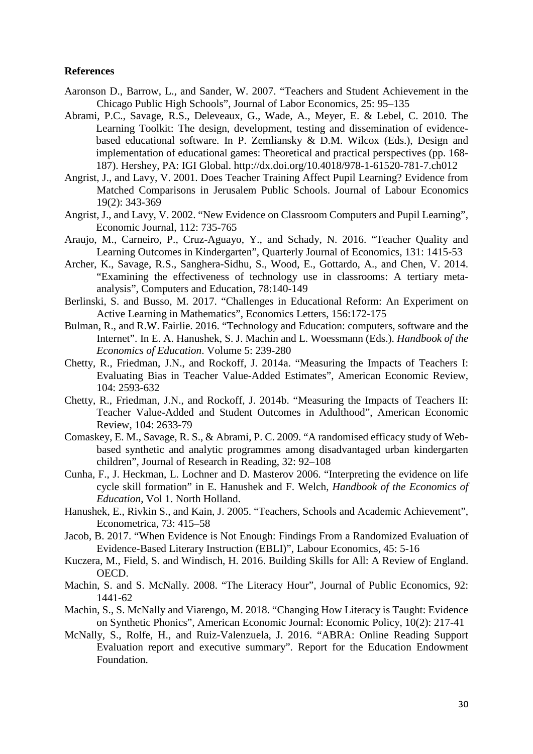**References**

Aaronson D., Barrow, L., and Sander, W. 2007. "Teachers and Student Achievement in the Chicago Public High Schools", Journal of Labor Economics, 25: 95–135

Abrami, P.C., Savage, R.S., Deleveaux, G., Wade, A., Meyer, E. & Lebel, C. 2010. The Learning Toolkit: The design, development, testing and dissemination of evidence-based educational software. In P. Zemliansky & D.M. Wilcox (Eds.), Design and implementation of educational games: Theoretical and practical perspectives (pp. 168-187). Hershey, PA: IGI Global. http://dx.doi.org/10.4018/978-1-61520-781-7.ch012

Angrist, J., and Lavy, V. 2001. Does Teacher Training Affect Pupil Learning? Evidence from Matched Comparisons in Jerusalem Public Schools. Journal of Labour Economics 19(2): 343-369

Angrist, J., and Lavy, V. 2002. "New Evidence on Classroom Computers and Pupil Learning", Economic Journal, 112: 735-765

Araujo, M., Carneiro, P., Cruz-Aguayo, Y., and Schady, N. 2016. "Teacher Quality and Learning Outcomes in Kindergarten", Quarterly Journal of Economics, 131: 1415-53

Archer, K., Savage, R.S., Sanghera-Sidhu, S., Wood, E., Gottardo, A., and Chen, V. 2014. "Examining the effectiveness of technology use in classrooms: A tertiary meta-analysis", Computers and Education, 78:140-149

Berlinski, S. and Busso, M. 2017. "Challenges in Educational Reform: An Experiment on Active Learning in Mathematics", Economics Letters, 156:172-175

Bulman, R., and R.W. Fairlie. 2016. "Technology and Education: computers, software and the Internet". In E. A. Hanushek, S. J. Machin and L. Woessmann (Eds.). *Handbook of the Economics of Education*. Volume 5: 239-280

Chetty, R., Friedman, J.N., and Rockoff, J. 2014a. "Measuring the Impacts of Teachers I: Evaluating Bias in Teacher Value-Added Estimates", American Economic Review, 104: 2593-632

Chetty, R., Friedman, J.N., and Rockoff, J. 2014b. "Measuring the Impacts of Teachers II: Teacher Value-Added and Student Outcomes in Adulthood", American Economic Review, 104: 2633-79

Comaskey, E. M., Savage, R. S., & Abrami, P. C. 2009. "A randomised efficacy study of Web-based synthetic and analytic programmes among disadvantaged urban kindergarten children", Journal of Research in Reading, 32: 92–108

Cunha, F., J. Heckman, L. Lochner and D. Masterov 2006. "Interpreting the evidence on life cycle skill formation" in E. Hanushek and F. Welch, *Handbook of the Economics of Education*, Vol 1. North Holland.

Hanushek, E., Rivkin S., and Kain, J. 2005. "Teachers, Schools and Academic Achievement", Econometrica, 73: 415–58

Jacob, B. 2017. "When Evidence is Not Enough: Findings From a Randomized Evaluation of Evidence-Based Literary Instruction (EBLI)", Labour Economics, 45: 5-16

Kuczera, M., Field, S. and Windisch, H. 2016. Building Skills for All: A Review of England. OECD.

Machin, S. and S. McNally. 2008. "The Literacy Hour", Journal of Public Economics, 92: 1441-62

Machin, S., S. McNally and Viarengo, M. 2018. "Changing How Literacy is Taught: Evidence on Synthetic Phonics", American Economic Journal: Economic Policy, 10(2): 217-41

McNally, S., Rolfe, H., and Ruiz-Valenzuela, J. 2016. "ABRA: Online Reading Support Evaluation report and executive summary". Report for the Education Endowment Foundation.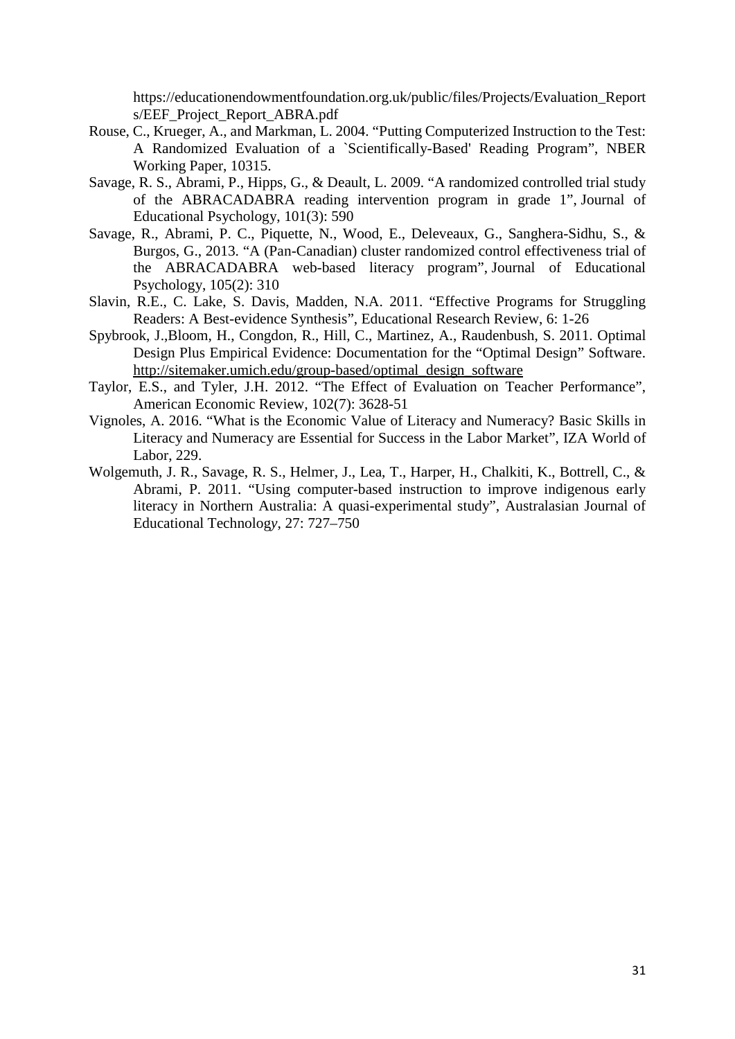https://educationendowmentfoundation.org.uk/public/files/Projects/Evaluation_Reports/EEF_Project_Report_ABRA.pdf

Rouse, C., Krueger, A., and Markman, L. 2004. "Putting Computerized Instruction to the Test: A Randomized Evaluation of a `Scientifically-Based' Reading Program", NBER Working Paper, 10315.

Savage, R. S., Abrami, P., Hipps, G., & Deault, L. 2009. "A randomized controlled trial study of the ABRACADABRA reading intervention program in grade 1", Journal of Educational Psychology, 101(3): 590

Savage, R., Abrami, P. C., Piquette, N., Wood, E., Deleveaux, G., Sanghera-Sidhu, S., & Burgos, G., 2013. "A (Pan-Canadian) cluster randomized control effectiveness trial of the ABRACADABRA web-based literacy program", Journal of Educational Psychology, 105(2): 310

Slavin, R.E., C. Lake, S. Davis, Madden, N.A. 2011. "Effective Programs for Struggling Readers: A Best-evidence Synthesis", Educational Research Review, 6: 1-26

Spybrook, J.,Bloom, H., Congdon, R., Hill, C., Martinez, A., Raudenbush, S. 2011. Optimal Design Plus Empirical Evidence: Documentation for the "Optimal Design" Software. http://sitemaker.umich.edu/group-based/optimal_design_software

Taylor, E.S., and Tyler, J.H. 2012. "The Effect of Evaluation on Teacher Performance", American Economic Review, 102(7): 3628-51

Vignoles, A. 2016. "What is the Economic Value of Literacy and Numeracy? Basic Skills in Literacy and Numeracy are Essential for Success in the Labor Market", IZA World of Labor, 229.

Wolgemuth, J. R., Savage, R. S., Helmer, J., Lea, T., Harper, H., Chalkiti, K., Bottrell, C., & Abrami, P. 2011. "Using computer-based instruction to improve indigenous early literacy in Northern Australia: A quasi-experimental study", Australasian Journal of Educational Technology, 27: 727–750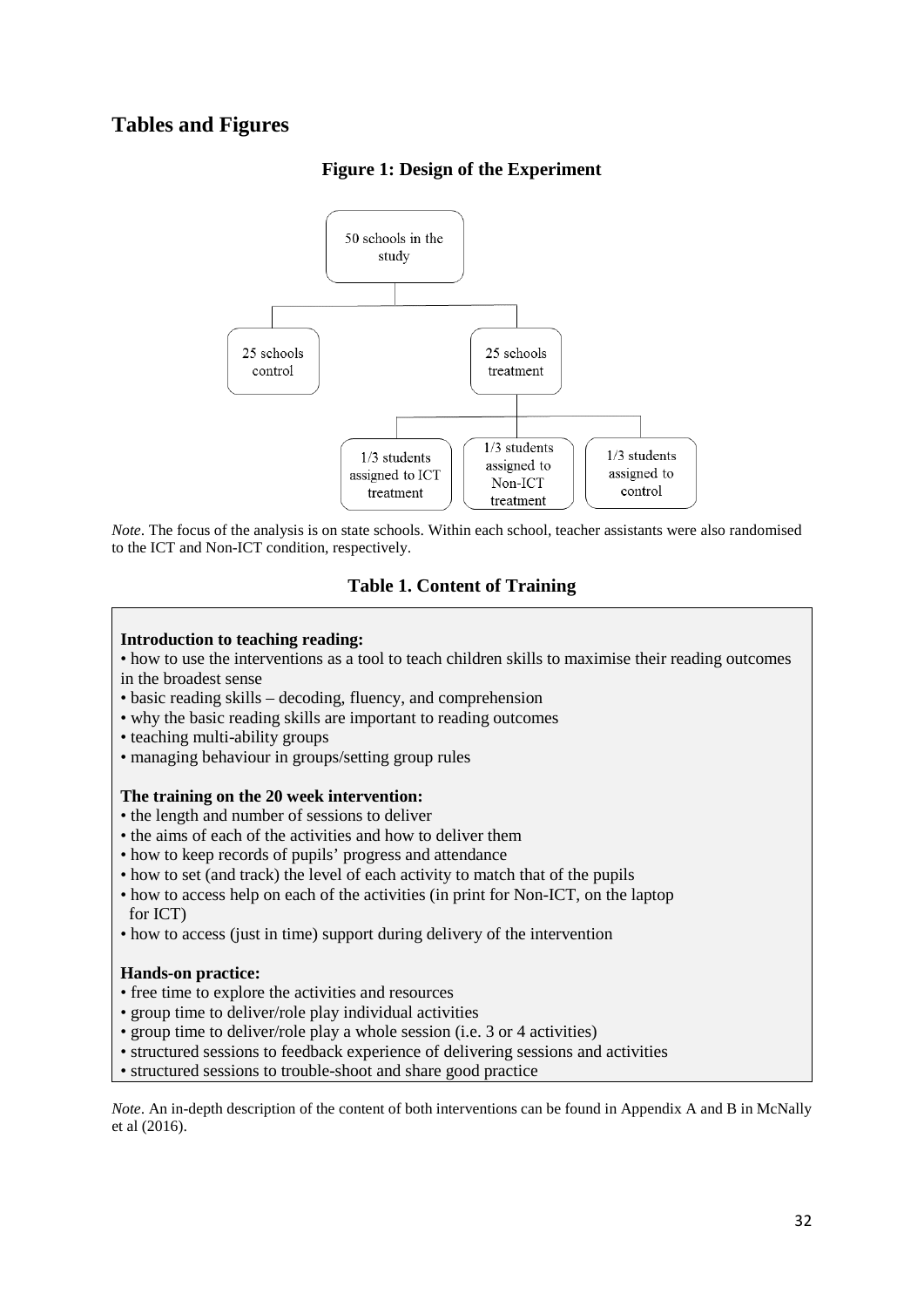# Tables and Figures

### Figure 1: Design of the Experiment

50 schools in the study

- 25 schools control
- 25 schools treatment
  - 1/3 students assigned to ICT treatment
  - 1/3 students assigned to Non-ICT treatment
  - 1/3 students assigned to control

*Note*. The focus of the analysis is on state schools. Within each school, teacher assistants were also randomised to the ICT and Non-ICT condition, respectively.

### Table 1. Content of Training

**Introduction to teaching reading:**

- how to use the interventions as a tool to teach children skills to maximise their reading outcomes in the broadest sense
- basic reading skills – decoding, fluency, and comprehension
- why the basic reading skills are important to reading outcomes
- teaching multi-ability groups
- managing behaviour in groups/setting group rules

**The training on the 20 week intervention:**

- the length and number of sessions to deliver
- the aims of each of the activities and how to deliver them
- how to keep records of pupils' progress and attendance
- how to set (and track) the level of each activity to match that of the pupils
- how to access help on each of the activities (in print for Non-ICT, on the laptop for ICT)
- how to access (just in time) support during delivery of the intervention

**Hands-on practice:**

- free time to explore the activities and resources
- group time to deliver/role play individual activities
- group time to deliver/role play a whole session (i.e. 3 or 4 activities)
- structured sessions to feedback experience of delivering sessions and activities
- structured sessions to trouble-shoot and share good practice

*Note*. An in-depth description of the content of both interventions can be found in Appendix A and B in McNally et al (2016).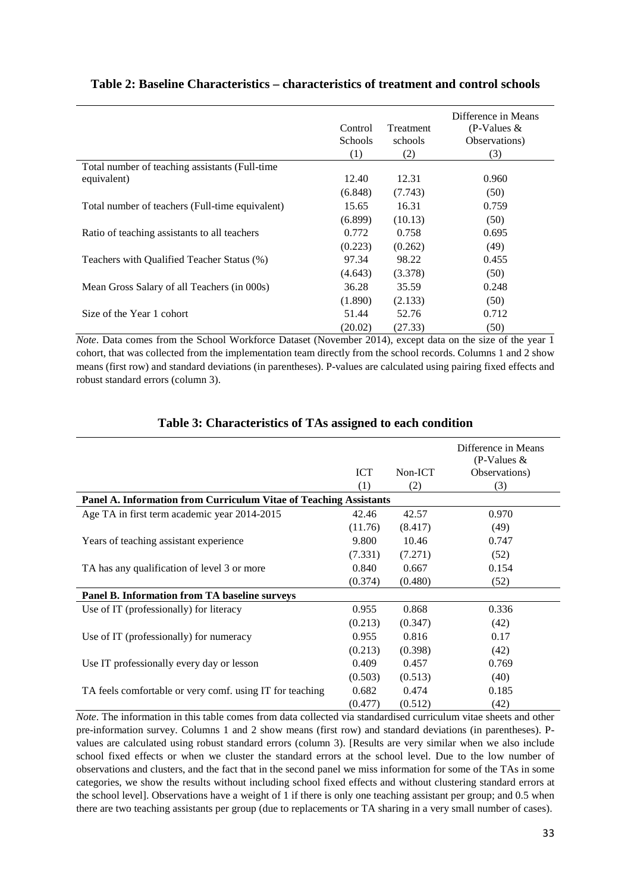**Table 2: Baseline Characteristics – characteristics of treatment and control schools**

| | Control Schools | Treatment schools | Difference in Means (P-Values & Observations) |
|---|---|---|---|
| | (1) | (2) | (3) |
| Total number of teaching assistants (Full-time equivalent) | 12.40 | 12.31 | 0.960 |
| | (6.848) | (7.743) | (50) |
| Total number of teachers (Full-time equivalent) | 15.65 | 16.31 | 0.759 |
| | (6.899) | (10.13) | (50) |
| Ratio of teaching assistants to all teachers | 0.772 | 0.758 | 0.695 |
| | (0.223) | (0.262) | (49) |
| Teachers with Qualified Teacher Status (%) | 97.34 | 98.22 | 0.455 |
| | (4.643) | (3.378) | (50) |
| Mean Gross Salary of all Teachers (in 000s) | 36.28 | 35.59 | 0.248 |
| | (1.890) | (2.133) | (50) |
| Size of the Year 1 cohort | 51.44 | 52.76 | 0.712 |
| | (20.02) | (27.33) | (50) |

*Note*. Data comes from the School Workforce Dataset (November 2014), except data on the size of the year 1 cohort, that was collected from the implementation team directly from the school records. Columns 1 and 2 show means (first row) and standard deviations (in parentheses). P-values are calculated using pairing fixed effects and robust standard errors (column 3).

**Table 3: Characteristics of TAs assigned to each condition**

| | ICT | Non-ICT | Difference in Means (P-Values & Observations) |
|---|---|---|---|
| | (1) | (2) | (3) |
| **Panel A. Information from Curriculum Vitae of Teaching Assistants** | | | |
| Age TA in first term academic year 2014-2015 | 42.46 | 42.57 | 0.970 |
| | (11.76) | (8.417) | (49) |
| Years of teaching assistant experience | 9.800 | 10.46 | 0.747 |
| | (7.331) | (7.271) | (52) |
| TA has any qualification of level 3 or more | 0.840 | 0.667 | 0.154 |
| | (0.374) | (0.480) | (52) |
| **Panel B. Information from TA baseline surveys** | | | |
| Use of IT (professionally) for literacy | 0.955 | 0.868 | 0.336 |
| | (0.213) | (0.347) | (42) |
| Use of IT (professionally) for numeracy | 0.955 | 0.816 | 0.17 |
| | (0.213) | (0.398) | (42) |
| Use IT professionally every day or lesson | 0.409 | 0.457 | 0.769 |
| | (0.503) | (0.513) | (40) |
| TA feels comfortable or very comf. using IT for teaching | 0.682 | 0.474 | 0.185 |
| | (0.477) | (0.512) | (42) |

*Note*. The information in this table comes from data collected via standardised curriculum vitae sheets and other pre-information survey. Columns 1 and 2 show means (first row) and standard deviations (in parentheses). P-values are calculated using robust standard errors (column 3). [Results are very similar when we also include school fixed effects or when we cluster the standard errors at the school level. Due to the low number of observations and clusters, and the fact that in the second panel we miss information for some of the TAs in some categories, we show the results without including school fixed effects and without clustering standard errors at the school level]. Observations have a weight of 1 if there is only one teaching assistant per group; and 0.5 when there are two teaching assistants per group (due to replacements or TA sharing in a very small number of cases).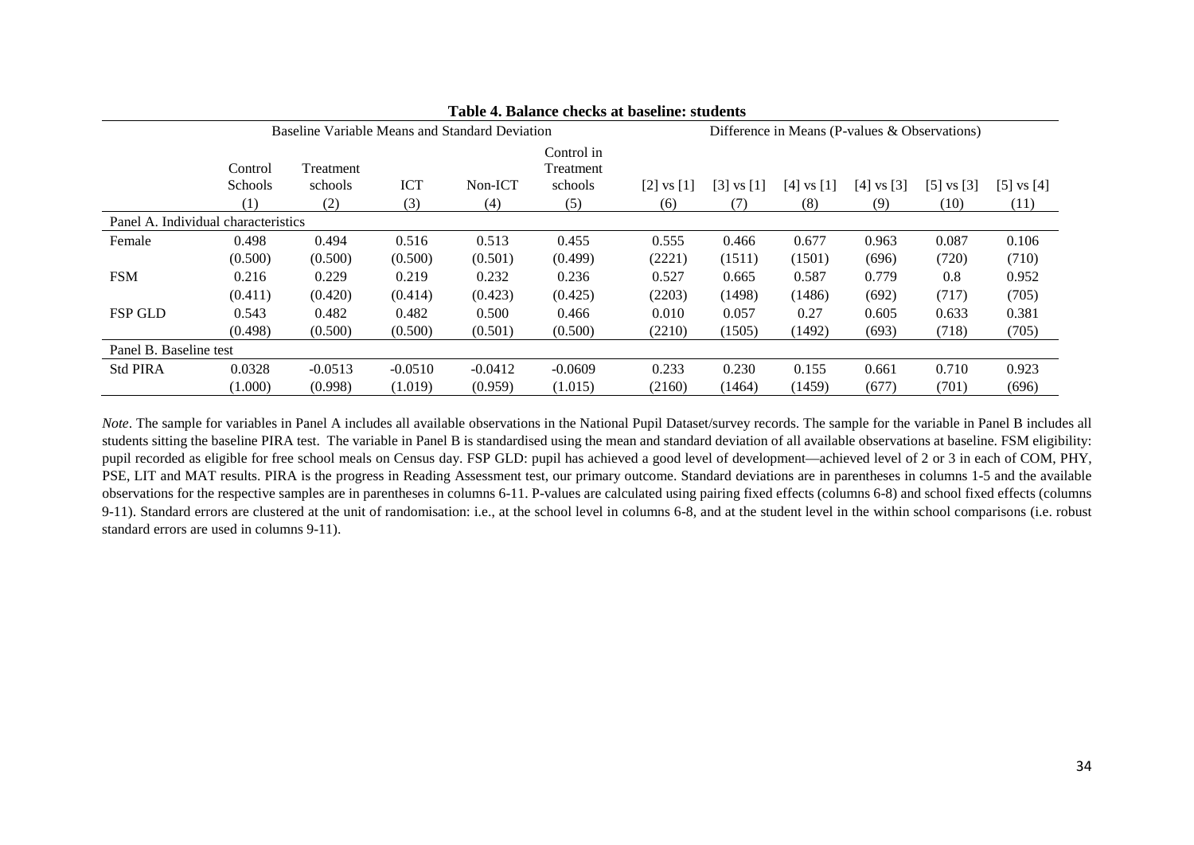**Table 4. Balance checks at baseline: students**

| | Baseline Variable Means and Standard Deviation | | | | | Difference in Means (P-values & Observations) | | | | | |
|---|---|---|---|---|---|---|---|---|---|---|---|
| | Control Schools | Treatment schools | ICT | Non-ICT | Control in Treatment schools | [2] vs [1] | [3] vs [1] | [4] vs [1] | [4] vs [3] | [5] vs [3] | [5] vs [4] |
| | (1) | (2) | (3) | (4) | (5) | (6) | (7) | (8) | (9) | (10) | (11) |
| Panel A. Individual characteristics | | | | | | | | | | | |
| Female | 0.498 | 0.494 | 0.516 | 0.513 | 0.455 | 0.555 | 0.466 | 0.677 | 0.963 | 0.087 | 0.106 |
| | (0.500) | (0.500) | (0.500) | (0.501) | (0.499) | (2221) | (1511) | (1501) | (696) | (720) | (710) |
| FSM | 0.216 | 0.229 | 0.219 | 0.232 | 0.236 | 0.527 | 0.665 | 0.587 | 0.779 | 0.8 | 0.952 |
| | (0.411) | (0.420) | (0.414) | (0.423) | (0.425) | (2203) | (1498) | (1486) | (692) | (717) | (705) |
| FSP GLD | 0.543 | 0.482 | 0.482 | 0.500 | 0.466 | 0.010 | 0.057 | 0.27 | 0.605 | 0.633 | 0.381 |
| | (0.498) | (0.500) | (0.500) | (0.501) | (0.500) | (2210) | (1505) | (1492) | (693) | (718) | (705) |
| Panel B. Baseline test | | | | | | | | | | | |
| Std PIRA | 0.0328 | -0.0513 | -0.0510 | -0.0412 | -0.0609 | 0.233 | 0.230 | 0.155 | 0.661 | 0.710 | 0.923 |
| | (1.000) | (0.998) | (1.019) | (0.959) | (1.015) | (2160) | (1464) | (1459) | (677) | (701) | (696) |

*Note*. The sample for variables in Panel A includes all available observations in the National Pupil Dataset/survey records. The sample for the variable in Panel B includes all students sitting the baseline PIRA test. The variable in Panel B is standardised using the mean and standard deviation of all available observations at baseline. FSM eligibility: pupil recorded as eligible for free school meals on Census day. FSP GLD: pupil has achieved a good level of development—achieved level of 2 or 3 in each of COM, PHY, PSE, LIT and MAT results. PIRA is the progress in Reading Assessment test, our primary outcome. Standard deviations are in parentheses in columns 1-5 and the available observations for the respective samples are in parentheses in columns 6-11. P-values are calculated using pairing fixed effects (columns 6-8) and school fixed effects (columns 9-11). Standard errors are clustered at the unit of randomisation: i.e., at the school level in columns 6-8, and at the student level in the within school comparisons (i.e. robust standard errors are used in columns 9-11).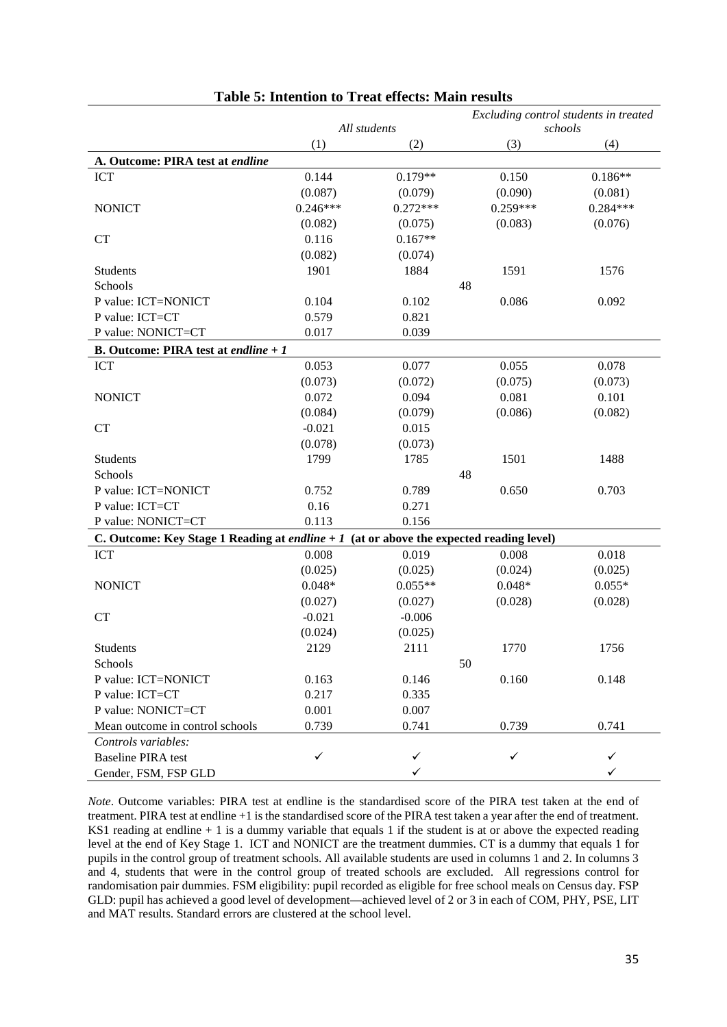**Table 5: Intention to Treat effects: Main results**

| | All students | | Excluding control students in treated schools | |
|---|---|---|---|---|
| | (1) | (2) | (3) | (4) |
| **A. Outcome: PIRA test at *endline*** | | | | |
| ICT | 0.144 | 0.179** | 0.150 | 0.186** |
| | (0.087) | (0.079) | (0.090) | (0.081) |
| NONICT | 0.246*** | 0.272*** | 0.259*** | 0.284*** |
| | (0.082) | (0.075) | (0.083) | (0.076) |
| CT | 0.116 | 0.167** | | |
| | (0.082) | (0.074) | | |
| Students | 1901 | 1884 | 1591 | 1576 |
| Schools | | 48 | | |
| P value: ICT=NONICT | 0.104 | 0.102 | 0.086 | 0.092 |
| P value: ICT=CT | 0.579 | 0.821 | | |
| P value: NONICT=CT | 0.017 | 0.039 | | |
| **B. Outcome: PIRA test at *endline + 1*** | | | | |
| ICT | 0.053 | 0.077 | 0.055 | 0.078 |
| | (0.073) | (0.072) | (0.075) | (0.073) |
| NONICT | 0.072 | 0.094 | 0.081 | 0.101 |
| | (0.084) | (0.079) | (0.086) | (0.082) |
| CT | -0.021 | 0.015 | | |
| | (0.078) | (0.073) | | |
| Students | 1799 | 1785 | 1501 | 1488 |
| Schools | | 48 | | |
| P value: ICT=NONICT | 0.752 | 0.789 | 0.650 | 0.703 |
| P value: ICT=CT | 0.16 | 0.271 | | |
| P value: NONICT=CT | 0.113 | 0.156 | | |
| **C. Outcome: Key Stage 1 Reading at *endline + 1* (at or above the expected reading level)** | | | | |
| ICT | 0.008 | 0.019 | 0.008 | 0.018 |
| | (0.025) | (0.025) | (0.024) | (0.025) |
| NONICT | 0.048* | 0.055** | 0.048* | 0.055* |
| | (0.027) | (0.027) | (0.028) | (0.028) |
| CT | -0.021 | -0.006 | | |
| | (0.024) | (0.025) | | |
| Students | 2129 | 2111 | 1770 | 1756 |
| Schools | | 50 | | |
| P value: ICT=NONICT | 0.163 | 0.146 | 0.160 | 0.148 |
| P value: ICT=CT | 0.217 | 0.335 | | |
| P value: NONICT=CT | 0.001 | 0.007 | | |
| Mean outcome in control schools | 0.739 | 0.741 | 0.739 | 0.741 |
| *Controls variables:* | | | | |
| Baseline PIRA test | ✓ | ✓ | ✓ | ✓ |
| Gender, FSM, FSP GLD | | ✓ | | ✓ |

*Note*. Outcome variables: PIRA test at endline is the standardised score of the PIRA test taken at the end of treatment. PIRA test at endline +1 is the standardised score of the PIRA test taken a year after the end of treatment. KS1 reading at endline + 1 is a dummy variable that equals 1 if the student is at or above the expected reading level at the end of Key Stage 1. ICT and NONICT are the treatment dummies. CT is a dummy that equals 1 for pupils in the control group of treatment schools. All available students are used in columns 1 and 2. In columns 3 and 4, students that were in the control group of treated schools are excluded. All regressions control for randomisation pair dummies. FSM eligibility: pupil recorded as eligible for free school meals on Census day. FSP GLD: pupil has achieved a good level of development—achieved level of 2 or 3 in each of COM, PHY, PSE, LIT and MAT results. Standard errors are clustered at the school level.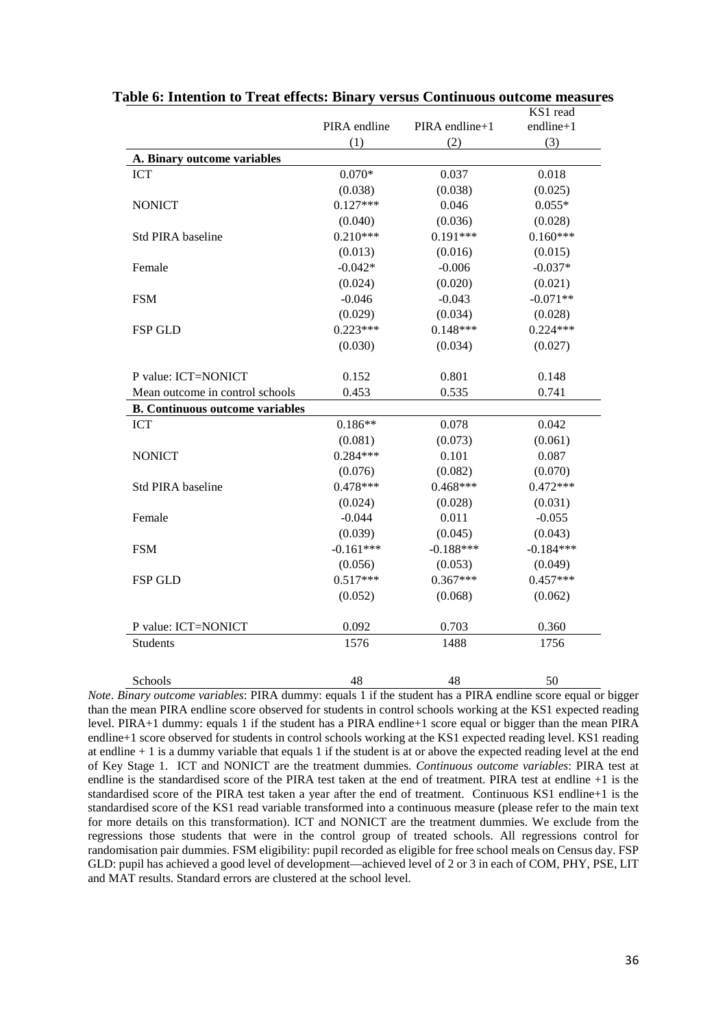**Table 6: Intention to Treat effects: Binary versus Continuous outcome measures**

| | PIRA endline | PIRA endline+1 | KS1 read endline+1 |
|---|---|---|---|
| | (1) | (2) | (3) |
| **A. Binary outcome variables** | | | |
| ICT | 0.070* | 0.037 | 0.018 |
| | (0.038) | (0.038) | (0.025) |
| NONICT | 0.127*** | 0.046 | 0.055* |
| | (0.040) | (0.036) | (0.028) |
| Std PIRA baseline | 0.210*** | 0.191*** | 0.160*** |
| | (0.013) | (0.016) | (0.015) |
| Female | -0.042* | -0.006 | -0.037* |
| | (0.024) | (0.020) | (0.021) |
| FSM | -0.046 | -0.043 | -0.071** |
| | (0.029) | (0.034) | (0.028) |
| FSP GLD | 0.223*** | 0.148*** | 0.224*** |
| | (0.030) | (0.034) | (0.027) |
| P value: ICT=NONICT | 0.152 | 0.801 | 0.148 |
| Mean outcome in control schools | 0.453 | 0.535 | 0.741 |
| **B. Continuous outcome variables** | | | |
| ICT | 0.186** | 0.078 | 0.042 |
| | (0.081) | (0.073) | (0.061) |
| NONICT | 0.284*** | 0.101 | 0.087 |
| | (0.076) | (0.082) | (0.070) |
| Std PIRA baseline | 0.478*** | 0.468*** | 0.472*** |
| | (0.024) | (0.028) | (0.031) |
| Female | -0.044 | 0.011 | -0.055 |
| | (0.039) | (0.045) | (0.043) |
| FSM | -0.161*** | -0.188*** | -0.184*** |
| | (0.056) | (0.053) | (0.049) |
| FSP GLD | 0.517*** | 0.367*** | 0.457*** |
| | (0.052) | (0.068) | (0.062) |
| P value: ICT=NONICT | 0.092 | 0.703 | 0.360 |
| Students | 1576 | 1488 | 1756 |
| Schools | 48 | 48 | 50 |

*Note*. *Binary outcome variables*: PIRA dummy: equals 1 if the student has a PIRA endline score equal or bigger than the mean PIRA endline score observed for students in control schools working at the KS1 expected reading level. PIRA+1 dummy: equals 1 if the student has a PIRA endline+1 score equal or bigger than the mean PIRA endline+1 score observed for students in control schools working at the KS1 expected reading level. KS1 reading at endline + 1 is a dummy variable that equals 1 if the student is at or above the expected reading level at the end of Key Stage 1. ICT and NONICT are the treatment dummies. *Continuous outcome variables*: PIRA test at endline is the standardised score of the PIRA test taken at the end of treatment. PIRA test at endline +1 is the standardised score of the PIRA test taken a year after the end of treatment. Continuous KS1 endline+1 is the standardised score of the KS1 read variable transformed into a continuous measure (please refer to the main text for more details on this transformation). ICT and NONICT are the treatment dummies. We exclude from the regressions those students that were in the control group of treated schools. All regressions control for randomisation pair dummies. FSM eligibility: pupil recorded as eligible for free school meals on Census day. FSP GLD: pupil has achieved a good level of development—achieved level of 2 or 3 in each of COM, PHY, PSE, LIT and MAT results. Standard errors are clustered at the school level.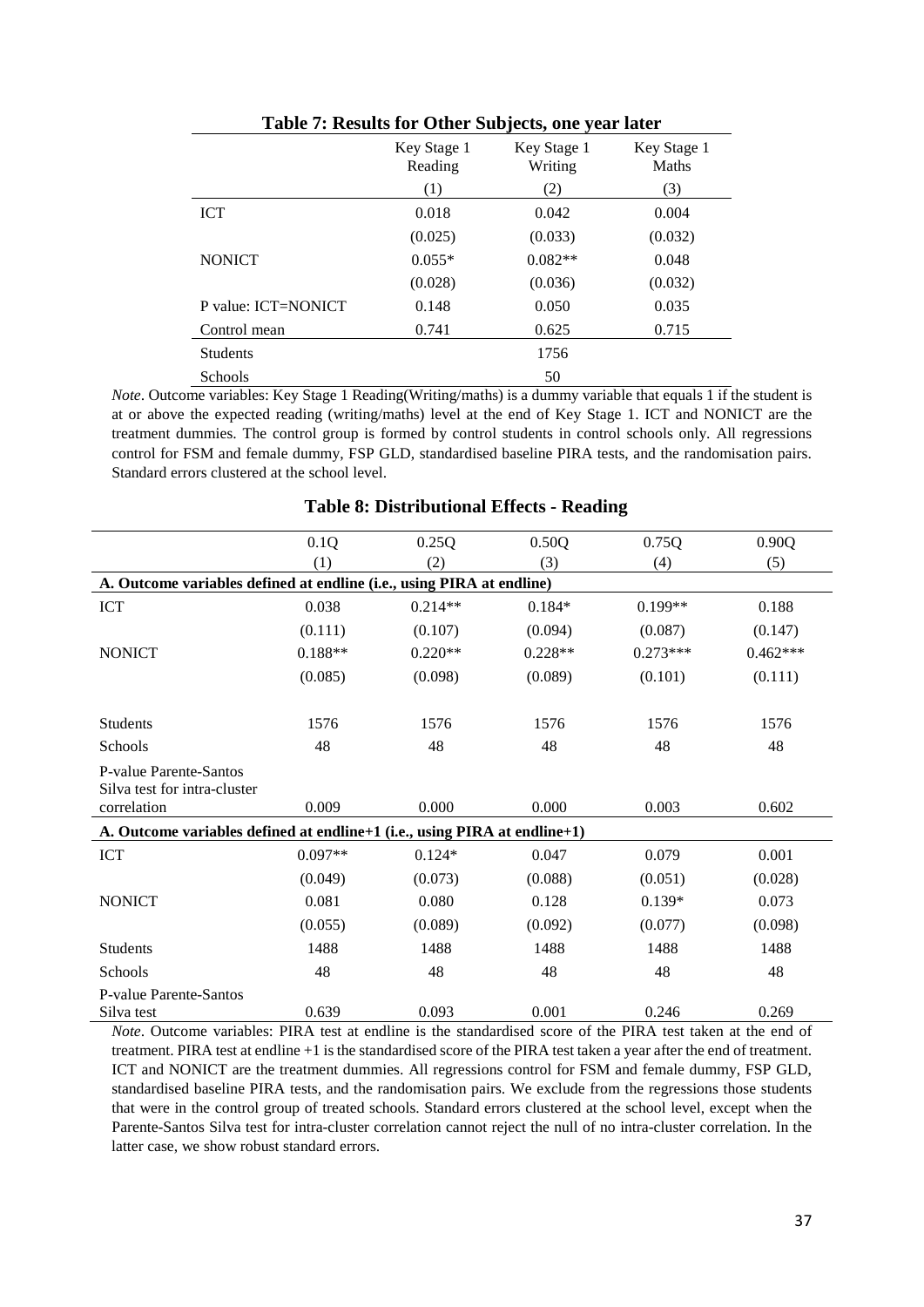**Table 7: Results for Other Subjects, one year later**

| | Key Stage 1 Reading | Key Stage 1 Writing | Key Stage 1 Maths |
|---|---|---|---|
| | (1) | (2) | (3) |
| ICT | 0.018 | 0.042 | 0.004 |
| | (0.025) | (0.033) | (0.032) |
| NONICT | 0.055* | 0.082** | 0.048 |
| | (0.028) | (0.036) | (0.032) |
| P value: ICT=NONICT | 0.148 | 0.050 | 0.035 |
| Control mean | 0.741 | 0.625 | 0.715 |
| Students | | 1756 | |
| Schools | | 50 | |

*Note*. Outcome variables: Key Stage 1 Reading(Writing/maths) is a dummy variable that equals 1 if the student is at or above the expected reading (writing/maths) level at the end of Key Stage 1. ICT and NONICT are the treatment dummies. The control group is formed by control students in control schools only. All regressions control for FSM and female dummy, FSP GLD, standardised baseline PIRA tests, and the randomisation pairs. Standard errors clustered at the school level.

**Table 8: Distributional Effects - Reading**

| | 0.1Q | 0.25Q | 0.50Q | 0.75Q | 0.90Q |
|---|---|---|---|---|---|
| | (1) | (2) | (3) | (4) | (5) |
| **A. Outcome variables defined at endline (i.e., using PIRA at endline)** | | | | | |
| ICT | 0.038 | 0.214** | 0.184* | 0.199** | 0.188 |
| | (0.111) | (0.107) | (0.094) | (0.087) | (0.147) |
| NONICT | 0.188** | 0.220** | 0.228** | 0.273*** | 0.462*** |
| | (0.085) | (0.098) | (0.089) | (0.101) | (0.111) |
| Students | 1576 | 1576 | 1576 | 1576 | 1576 |
| Schools | 48 | 48 | 48 | 48 | 48 |
| P-value Parente-Santos Silva test for intra-cluster correlation | 0.009 | 0.000 | 0.000 | 0.003 | 0.602 |
| **A. Outcome variables defined at endline+1 (i.e., using PIRA at endline+1)** | | | | | |
| ICT | 0.097** | 0.124* | 0.047 | 0.079 | 0.001 |
| | (0.049) | (0.073) | (0.088) | (0.051) | (0.028) |
| NONICT | 0.081 | 0.080 | 0.128 | 0.139* | 0.073 |
| | (0.055) | (0.089) | (0.092) | (0.077) | (0.098) |
| Students | 1488 | 1488 | 1488 | 1488 | 1488 |
| Schools | 48 | 48 | 48 | 48 | 48 |
| P-value Parente-Santos Silva test | 0.639 | 0.093 | 0.001 | 0.246 | 0.269 |

*Note*. Outcome variables: PIRA test at endline is the standardised score of the PIRA test taken at the end of treatment. PIRA test at endline +1 is the standardised score of the PIRA test taken a year after the end of treatment. ICT and NONICT are the treatment dummies. All regressions control for FSM and female dummy, FSP GLD, standardised baseline PIRA tests, and the randomisation pairs. We exclude from the regressions those students that were in the control group of treated schools. Standard errors clustered at the school level, except when the Parente-Santos Silva test for intra-cluster correlation cannot reject the null of no intra-cluster correlation. In the latter case, we show robust standard errors.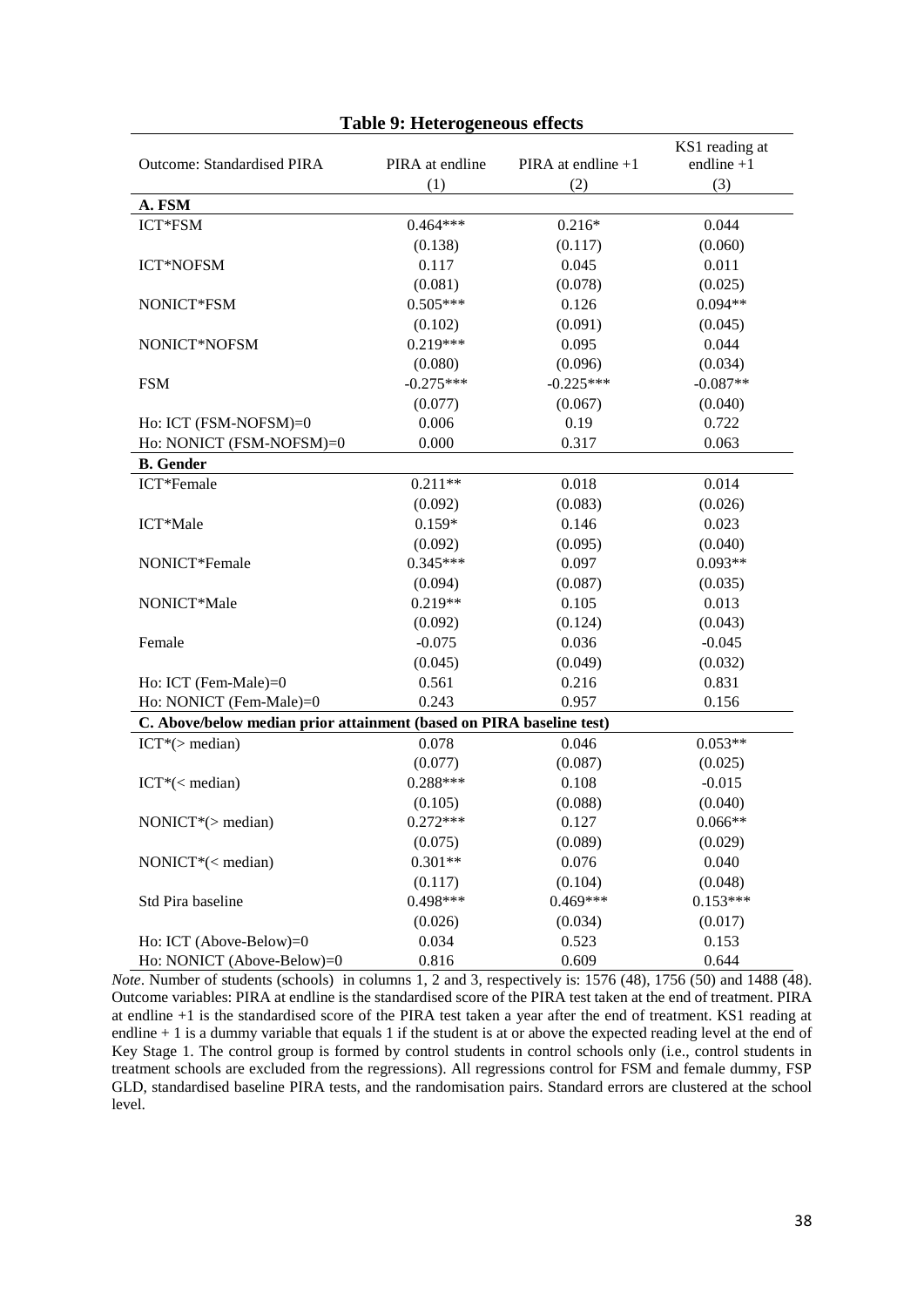**Table 9: Heterogeneous effects**

| Outcome: Standardised PIRA | PIRA at endline | PIRA at endline +1 | KS1 reading at endline +1 |
|---|---|---|---|
| | (1) | (2) | (3) |
| **A. FSM** | | | |
| ICT*FSM | 0.464*** | 0.216* | 0.044 |
| | (0.138) | (0.117) | (0.060) |
| ICT*NOFSM | 0.117 | 0.045 | 0.011 |
| | (0.081) | (0.078) | (0.025) |
| NONICT*FSM | 0.505*** | 0.126 | 0.094** |
| | (0.102) | (0.091) | (0.045) |
| NONICT*NOFSM | 0.219*** | 0.095 | 0.044 |
| | (0.080) | (0.096) | (0.034) |
| FSM | -0.275*** | -0.225*** | -0.087** |
| | (0.077) | (0.067) | (0.040) |
| Ho: ICT (FSM-NOFSM)=0 | 0.006 | 0.19 | 0.722 |
| Ho: NONICT (FSM-NOFSM)=0 | 0.000 | 0.317 | 0.063 |
| **B. Gender** | | | |
| ICT*Female | 0.211** | 0.018 | 0.014 |
| | (0.092) | (0.083) | (0.026) |
| ICT*Male | 0.159* | 0.146 | 0.023 |
| | (0.092) | (0.095) | (0.040) |
| NONICT*Female | 0.345*** | 0.097 | 0.093** |
| | (0.094) | (0.087) | (0.035) |
| NONICT*Male | 0.219** | 0.105 | 0.013 |
| | (0.092) | (0.124) | (0.043) |
| Female | -0.075 | 0.036 | -0.045 |
| | (0.045) | (0.049) | (0.032) |
| Ho: ICT (Fem-Male)=0 | 0.561 | 0.216 | 0.831 |
| Ho: NONICT (Fem-Male)=0 | 0.243 | 0.957 | 0.156 |
| **C. Above/below median prior attainment (based on PIRA baseline test)** | | | |
| ICT*(> median) | 0.078 | 0.046 | 0.053** |
| | (0.077) | (0.087) | (0.025) |
| ICT*(< median) | 0.288*** | 0.108 | -0.015 |
| | (0.105) | (0.088) | (0.040) |
| NONICT*(> median) | 0.272*** | 0.127 | 0.066** |
| | (0.075) | (0.089) | (0.029) |
| NONICT*(< median) | 0.301** | 0.076 | 0.040 |
| | (0.117) | (0.104) | (0.048) |
| Std Pira baseline | 0.498*** | 0.469*** | 0.153*** |
| | (0.026) | (0.034) | (0.017) |
| Ho: ICT (Above-Below)=0 | 0.034 | 0.523 | 0.153 |
| Ho: NONICT (Above-Below)=0 | 0.816 | 0.609 | 0.644 |

*Note*. Number of students (schools) in columns 1, 2 and 3, respectively is: 1576 (48), 1756 (50) and 1488 (48). Outcome variables: PIRA at endline is the standardised score of the PIRA test taken at the end of treatment. PIRA at endline +1 is the standardised score of the PIRA test taken a year after the end of treatment. KS1 reading at endline + 1 is a dummy variable that equals 1 if the student is at or above the expected reading level at the end of Key Stage 1. The control group is formed by control students in control schools only (i.e., control students in treatment schools are excluded from the regressions). All regressions control for FSM and female dummy, FSP GLD, standardised baseline PIRA tests, and the randomisation pairs. Standard errors are clustered at the school level.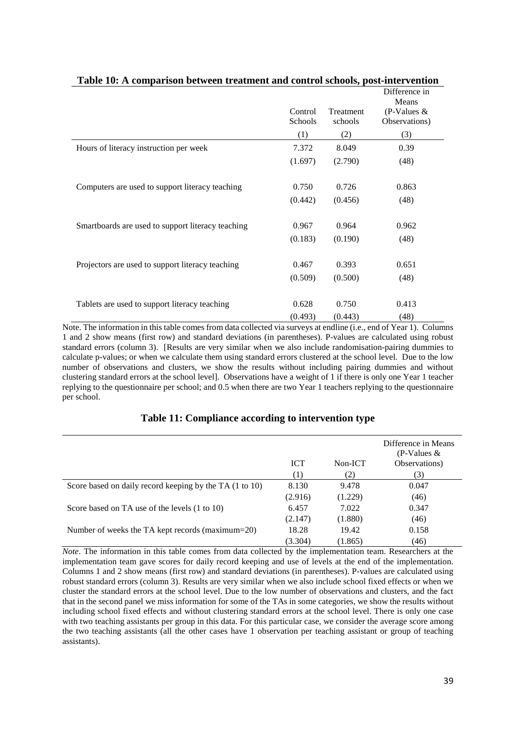**Table 10: A comparison between treatment and control schools, post-intervention**

| | Control Schools | Treatment schools | Difference in Means (P-Values & Observations) |
|---|---|---|---|
| | (1) | (2) | (3) |
| Hours of literacy instruction per week | 7.372 | 8.049 | 0.39 |
| | (1.697) | (2.790) | (48) |
| Computers are used to support literacy teaching | 0.750 | 0.726 | 0.863 |
| | (0.442) | (0.456) | (48) |
| Smartboards are used to support literacy teaching | 0.967 | 0.964 | 0.962 |
| | (0.183) | (0.190) | (48) |
| Projectors are used to support literacy teaching | 0.467 | 0.393 | 0.651 |
| | (0.509) | (0.500) | (48) |
| Tablets are used to support literacy teaching | 0.628 | 0.750 | 0.413 |
| | (0.493) | (0.443) | (48) |

Note. The information in this table comes from data collected via surveys at endline (i.e., end of Year 1). Columns 1 and 2 show means (first row) and standard deviations (in parentheses). P-values are calculated using robust standard errors (column 3). [Results are very similar when we also include randomisation-pairing dummies to calculate p-values; or when we calculate them using standard errors clustered at the school level. Due to the low number of observations and clusters, we show the results without including pairing dummies and without clustering standard errors at the school level]. Observations have a weight of 1 if there is only one Year 1 teacher replying to the questionnaire per school; and 0.5 when there are two Year 1 teachers replying to the questionnaire per school.

**Table 11: Compliance according to intervention type**

| | ICT | Non-ICT | Difference in Means (P-Values & Observations) |
|---|---|---|---|
| | (1) | (2) | (3) |
| Score based on daily record keeping by the TA (1 to 10) | 8.130 | 9.478 | 0.047 |
| | (2.916) | (1.229) | (46) |
| Score based on TA use of the levels (1 to 10) | 6.457 | 7.022 | 0.347 |
| | (2.147) | (1.880) | (46) |
| Number of weeks the TA kept records (maximum=20) | 18.28 | 19.42 | 0.158 |
| | (3.304) | (1.865) | (46) |

*Note*. The information in this table comes from data collected by the implementation team. Researchers at the implementation team gave scores for daily record keeping and use of levels at the end of the implementation. Columns 1 and 2 show means (first row) and standard deviations (in parentheses). P-values are calculated using robust standard errors (column 3). Results are very similar when we also include school fixed effects or when we cluster the standard errors at the school level. Due to the low number of observations and clusters, and the fact that in the second panel we miss information for some of the TAs in some categories, we show the results without including school fixed effects and without clustering standard errors at the school level. There is only one case with two teaching assistants per group in this data. For this particular case, we consider the average score among the two teaching assistants (all the other cases have 1 observation per teaching assistant or group of teaching assistants).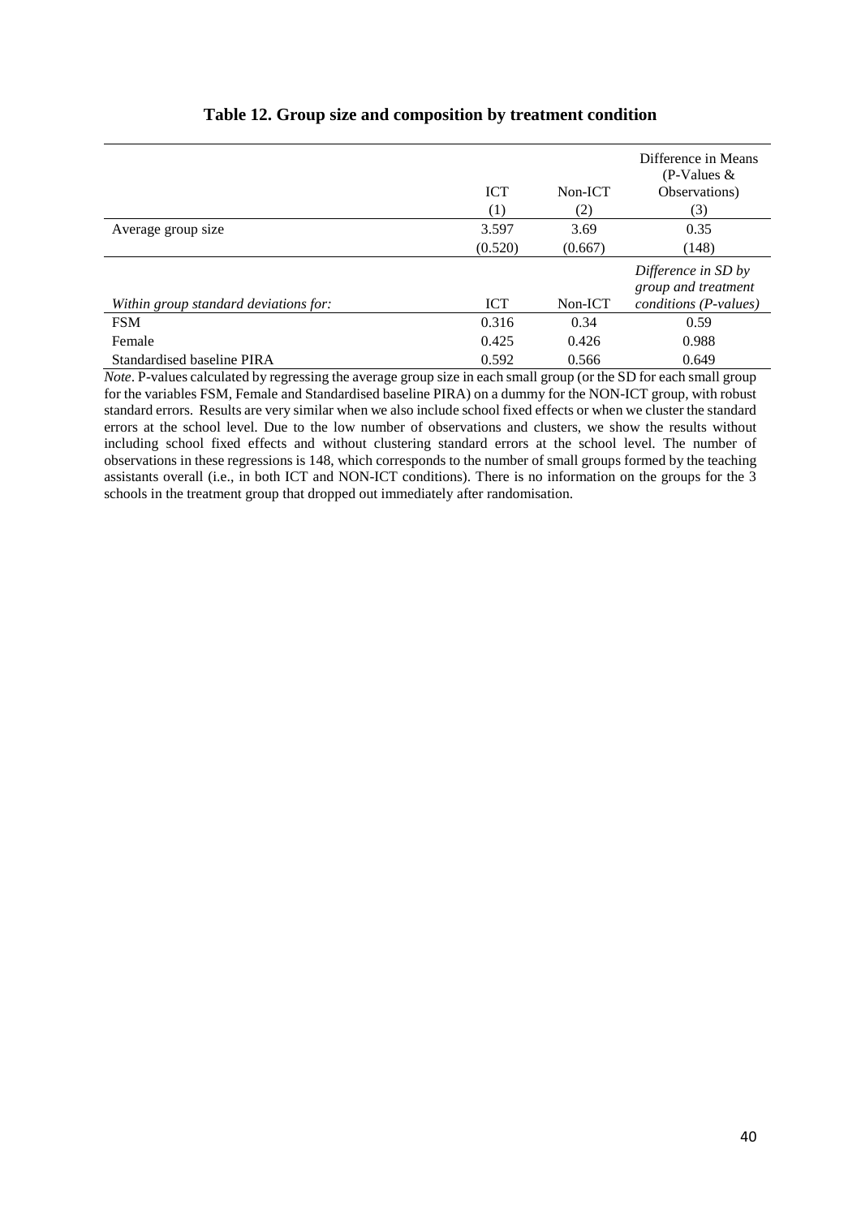**Table 12. Group size and composition by treatment condition**

| | ICT<br>(1) | Non-ICT<br>(2) | Difference in Means (P-Values & Observations)<br>(3) |
|---|---|---|---|
| Average group size | 3.597 | 3.69 | 0.35 |
| | (0.520) | (0.667) | (148) |
| *Within group standard deviations for:* | ICT | Non-ICT | *Difference in SD by group and treatment conditions (P-values)* |
| FSM | 0.316 | 0.34 | 0.59 |
| Female | 0.425 | 0.426 | 0.988 |
| Standardised baseline PIRA | 0.592 | 0.566 | 0.649 |

*Note*. P-values calculated by regressing the average group size in each small group (or the SD for each small group for the variables FSM, Female and Standardised baseline PIRA) on a dummy for the NON-ICT group, with robust standard errors. Results are very similar when we also include school fixed effects or when we cluster the standard errors at the school level. Due to the low number of observations and clusters, we show the results without including school fixed effects and without clustering standard errors at the school level. The number of observations in these regressions is 148, which corresponds to the number of small groups formed by the teaching assistants overall (i.e., in both ICT and NON-ICT conditions). There is no information on the groups for the 3 schools in the treatment group that dropped out immediately after randomisation.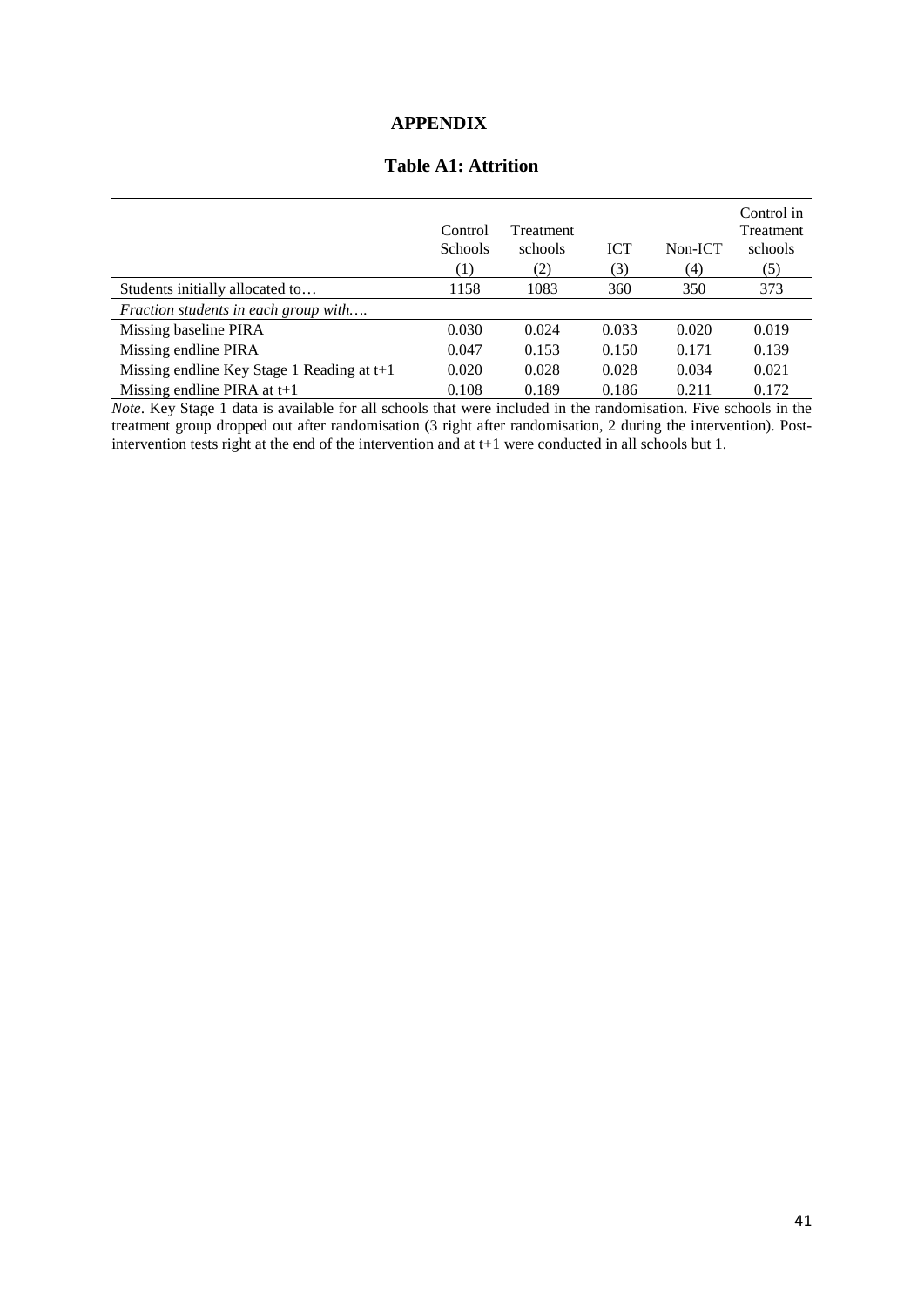# APPENDIX

## Table A1: Attrition

| | Control Schools (1) | Treatment schools (2) | ICT (3) | Non-ICT (4) | Control in Treatment schools (5) |
|---|---|---|---|---|---|
| Students initially allocated to… | 1158 | 1083 | 360 | 350 | 373 |
| *Fraction students in each group with….* | | | | | |
| Missing baseline PIRA | 0.030 | 0.024 | 0.033 | 0.020 | 0.019 |
| Missing endline PIRA | 0.047 | 0.153 | 0.150 | 0.171 | 0.139 |
| Missing endline Key Stage 1 Reading at t+1 | 0.020 | 0.028 | 0.028 | 0.034 | 0.021 |
| Missing endline PIRA at t+1 | 0.108 | 0.189 | 0.186 | 0.211 | 0.172 |

*Note*. Key Stage 1 data is available for all schools that were included in the randomisation. Five schools in the treatment group dropped out after randomisation (3 right after randomisation, 2 during the intervention). Post-intervention tests right at the end of the intervention and at t+1 were conducted in all schools but 1.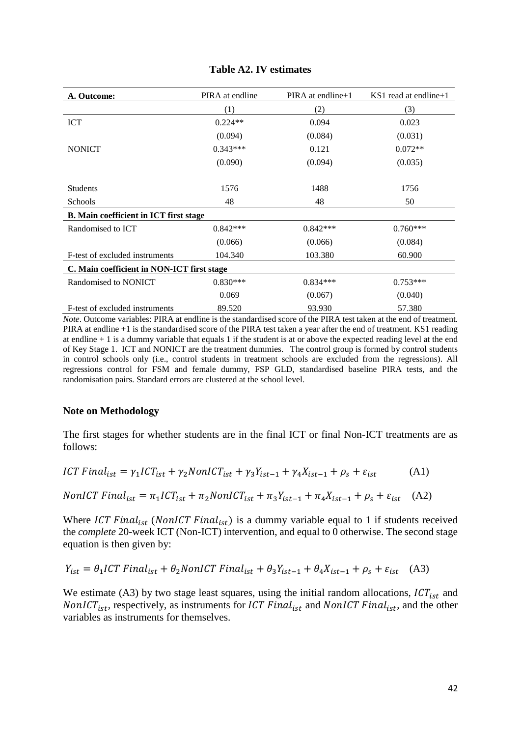**Table A2. IV estimates**

| A. Outcome: | PIRA at endline | PIRA at endline+1 | KS1 read at endline+1 |
|---|---|---|---|
| | (1) | (2) | (3) |
| ICT | 0.224** | 0.094 | 0.023 |
| | (0.094) | (0.084) | (0.031) |
| NONICT | 0.343*** | 0.121 | 0.072** |
| | (0.090) | (0.094) | (0.035) |
| Students | 1576 | 1488 | 1756 |
| Schools | 48 | 48 | 50 |
| **B. Main coefficient in ICT first stage** | | | |
| Randomised to ICT | 0.842*** | 0.842*** | 0.760*** |
| | (0.066) | (0.066) | (0.084) |
| F-test of excluded instruments | 104.340 | 103.380 | 60.900 |
| **C. Main coefficient in NON-ICT first stage** | | | |
| Randomised to NONICT | 0.830*** | 0.834*** | 0.753*** |
| | 0.069 | (0.067) | (0.040) |
| F-test of excluded instruments | 89.520 | 93.930 | 57.380 |

*Note*. Outcome variables: PIRA at endline is the standardised score of the PIRA test taken at the end of treatment. PIRA at endline +1 is the standardised score of the PIRA test taken a year after the end of treatment. KS1 reading at endline + 1 is a dummy variable that equals 1 if the student is at or above the expected reading level at the end of Key Stage 1. ICT and NONICT are the treatment dummies. The control group is formed by control students in control schools only (i.e., control students in treatment schools are excluded from the regressions). All regressions control for FSM and female dummy, FSP GLD, standardised baseline PIRA tests, and the randomisation pairs. Standard errors are clustered at the school level.

### Note on Methodology

The first stages for whether students are in the final ICT or final Non-ICT treatments are as follows:

$$ICT\ Final_{ist} = \gamma_1 ICT_{ist} + \gamma_2 NonICT_{ist} + \gamma_3 Y_{ist-1} + \gamma_4 X_{ist-1} + \rho_s + \varepsilon_{ist} \quad \text{(A1)}$$

$$NonICT\ Final_{ist} = \pi_1 ICT_{ist} + \pi_2 NonICT_{ist} + \pi_3 Y_{ist-1} + \pi_4 X_{ist-1} + \rho_s + \varepsilon_{ist} \quad \text{(A2)}$$

Where $ICT\ Final_{ist}$ ($NonICT\ Final_{ist}$) is a dummy variable equal to 1 if students received the *complete* 20-week ICT (Non-ICT) intervention, and equal to 0 otherwise. The second stage equation is then given by:

$$Y_{ist} = \theta_1 ICT\ Final_{ist} + \theta_2 NonICT\ Final_{ist} + \theta_3 Y_{ist-1} + \theta_4 X_{ist-1} + \rho_s + \varepsilon_{ist} \quad \text{(A3)}$$

We estimate (A3) by two stage least squares, using the initial random allocations, $ICT_{ist}$ and $NonICT_{ist}$, respectively, as instruments for $ICT\ Final_{ist}$ and $NonICT\ Final_{ist}$, and the other variables as instruments for themselves.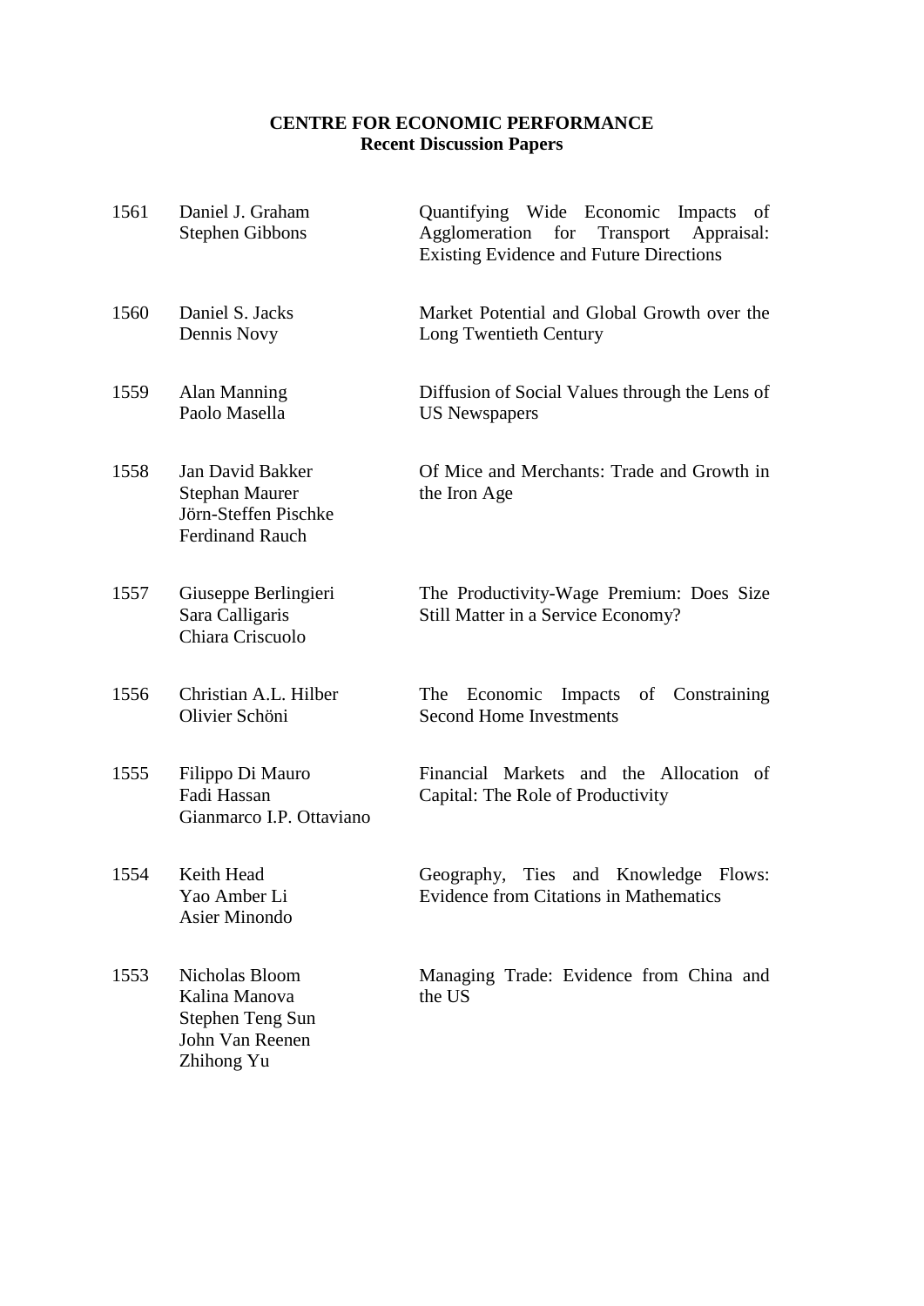**CENTRE FOR ECONOMIC PERFORMANCE**
**Recent Discussion Papers**

| | | |
|---|---|---|
| 1561 | Daniel J. Graham<br>Stephen Gibbons | Quantifying Wide Economic Impacts of Agglomeration for Transport Appraisal: Existing Evidence and Future Directions |
| 1560 | Daniel S. Jacks<br>Dennis Novy | Market Potential and Global Growth over the Long Twentieth Century |
| 1559 | Alan Manning<br>Paolo Masella | Diffusion of Social Values through the Lens of US Newspapers |
| 1558 | Jan David Bakker<br>Stephan Maurer<br>Jörn-Steffen Pischke<br>Ferdinand Rauch | Of Mice and Merchants: Trade and Growth in the Iron Age |
| 1557 | Giuseppe Berlingieri<br>Sara Calligaris<br>Chiara Criscuolo | The Productivity-Wage Premium: Does Size Still Matter in a Service Economy? |
| 1556 | Christian A.L. Hilber<br>Olivier Schöni | The Economic Impacts of Constraining Second Home Investments |
| 1555 | Filippo Di Mauro<br>Fadi Hassan<br>Gianmarco I.P. Ottaviano | Financial Markets and the Allocation of Capital: The Role of Productivity |
| 1554 | Keith Head<br>Yao Amber Li<br>Asier Minondo | Geography, Ties and Knowledge Flows: Evidence from Citations in Mathematics |
| 1553 | Nicholas Bloom<br>Kalina Manova<br>Stephen Teng Sun<br>John Van Reenen<br>Zhihong Yu | Managing Trade: Evidence from China and the US |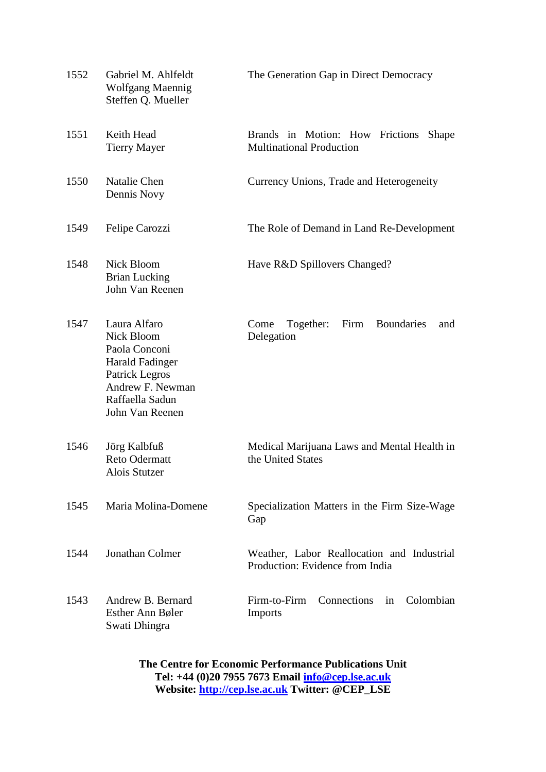| | | |
|---|---|---|
| 1552 | Gabriel M. Ahlfeldt<br>Wolfgang Maennig<br>Steffen Q. Mueller | The Generation Gap in Direct Democracy |
| 1551 | Keith Head<br>Tierry Mayer | Brands in Motion: How Frictions Shape Multinational Production |
| 1550 | Natalie Chen<br>Dennis Novy | Currency Unions, Trade and Heterogeneity |
| 1549 | Felipe Carozzi | The Role of Demand in Land Re-Development |
| 1548 | Nick Bloom<br>Brian Lucking<br>John Van Reenen | Have R&D Spillovers Changed? |
| 1547 | Laura Alfaro<br>Nick Bloom<br>Paola Conconi<br>Harald Fadinger<br>Patrick Legros<br>Andrew F. Newman<br>Raffaella Sadun<br>John Van Reenen | Come Together: Firm Boundaries and Delegation |
| 1546 | Jörg Kalbfuß<br>Reto Odermatt<br>Alois Stutzer | Medical Marijuana Laws and Mental Health in the United States |
| 1545 | Maria Molina-Domene | Specialization Matters in the Firm Size-Wage Gap |
| 1544 | Jonathan Colmer | Weather, Labor Reallocation and Industrial Production: Evidence from India |
| 1543 | Andrew B. Bernard<br>Esther Ann Bøler<br>Swati Dhingra | Firm-to-Firm Connections in Colombian Imports |

**The Centre for Economic Performance Publications Unit**
**Tel: +44 (0)20 7955 7673 Email info@cep.lse.ac.uk**
**Website: http://cep.lse.ac.uk Twitter: @CEP_LSE**